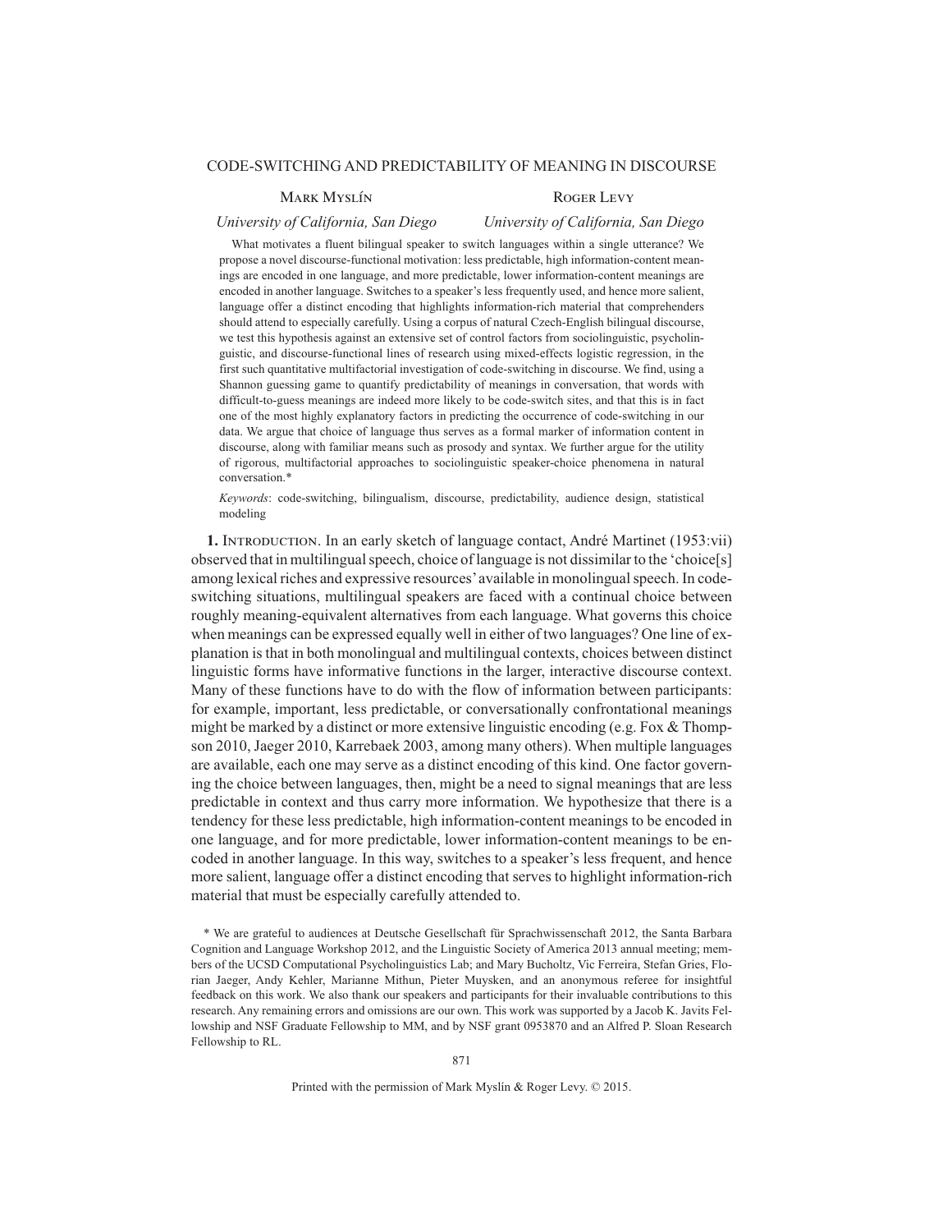# CODE-SWITCHING AND PREDICTABILITY OF MEANING IN DISCOURSE

MARK MYSLÍN
*University of California, San Diego*

ROGER LEVY
*University of California, San Diego*

What motivates a fluent bilingual speaker to switch languages within a single utterance? We propose a novel discourse-functional motivation: less predictable, high information-content meanings are encoded in one language, and more predictable, lower information-content meanings are encoded in another language. Switches to a speaker's less frequently used, and hence more salient, language offer a distinct encoding that highlights information-rich material that comprehenders should attend to especially carefully. Using a corpus of natural Czech-English bilingual discourse, we test this hypothesis against an extensive set of control factors from sociolinguistic, psycholinguistic, and discourse-functional lines of research using mixed-effects logistic regression, in the first such quantitative multifactorial investigation of code-switching in discourse. We find, using a Shannon guessing game to quantify predictability of meanings in conversation, that words with difficult-to-guess meanings are indeed more likely to be code-switch sites, and that this is in fact one of the most highly explanatory factors in predicting the occurrence of code-switching in our data. We argue that choice of language thus serves as a formal marker of information content in discourse, along with familiar means such as prosody and syntax. We further argue for the utility of rigorous, multifactorial approaches to sociolinguistic speaker-choice phenomena in natural conversation.*

*Keywords*: code-switching, bilingualism, discourse, predictability, audience design, statistical modeling

**1. Introduction.** In an early sketch of language contact, André Martinet (1953:vii) observed that in multilingual speech, choice of language is not dissimilar to the 'choice[s] among lexical riches and expressive resources' available in monolingual speech. In code-switching situations, multilingual speakers are faced with a continual choice between roughly meaning-equivalent alternatives from each language. What governs this choice when meanings can be expressed equally well in either of two languages? One line of explanation is that in both monolingual and multilingual contexts, choices between distinct linguistic forms have informative functions in the larger, interactive discourse context. Many of these functions have to do with the flow of information between participants: for example, important, less predictable, or conversationally confrontational meanings might be marked by a distinct or more extensive linguistic encoding (e.g. Fox & Thompson 2010, Jaeger 2010, Karrebaek 2003, among many others). When multiple languages are available, each one may serve as a distinct encoding of this kind. One factor governing the choice between languages, then, might be a need to signal meanings that are less predictable in context and thus carry more information. We hypothesize that there is a tendency for these less predictable, high information-content meanings to be encoded in one language, and for more predictable, lower information-content meanings to be encoded in another language. In this way, switches to a speaker's less frequent, and hence more salient, language offer a distinct encoding that serves to highlight information-rich material that must be especially carefully attended to.

\* We are grateful to audiences at Deutsche Gesellschaft für Sprachwissenschaft 2012, the Santa Barbara Cognition and Language Workshop 2012, and the Linguistic Society of America 2013 annual meeting; members of the UCSD Computational Psycholinguistics Lab; and Mary Bucholtz, Vic Ferreira, Stefan Gries, Florian Jaeger, Andy Kehler, Marianne Mithun, Pieter Muysken, and an anonymous referee for insightful feedback on this work. We also thank our speakers and participants for their invaluable contributions to this research. Any remaining errors and omissions are our own. This work was supported by a Jacob K. Javits Fellowship and NSF Graduate Fellowship to MM, and by NSF grant 0953870 and an Alfred P. Sloan Research Fellowship to RL.

Printed with the permission of Mark Myslín & Roger Levy. © 2015.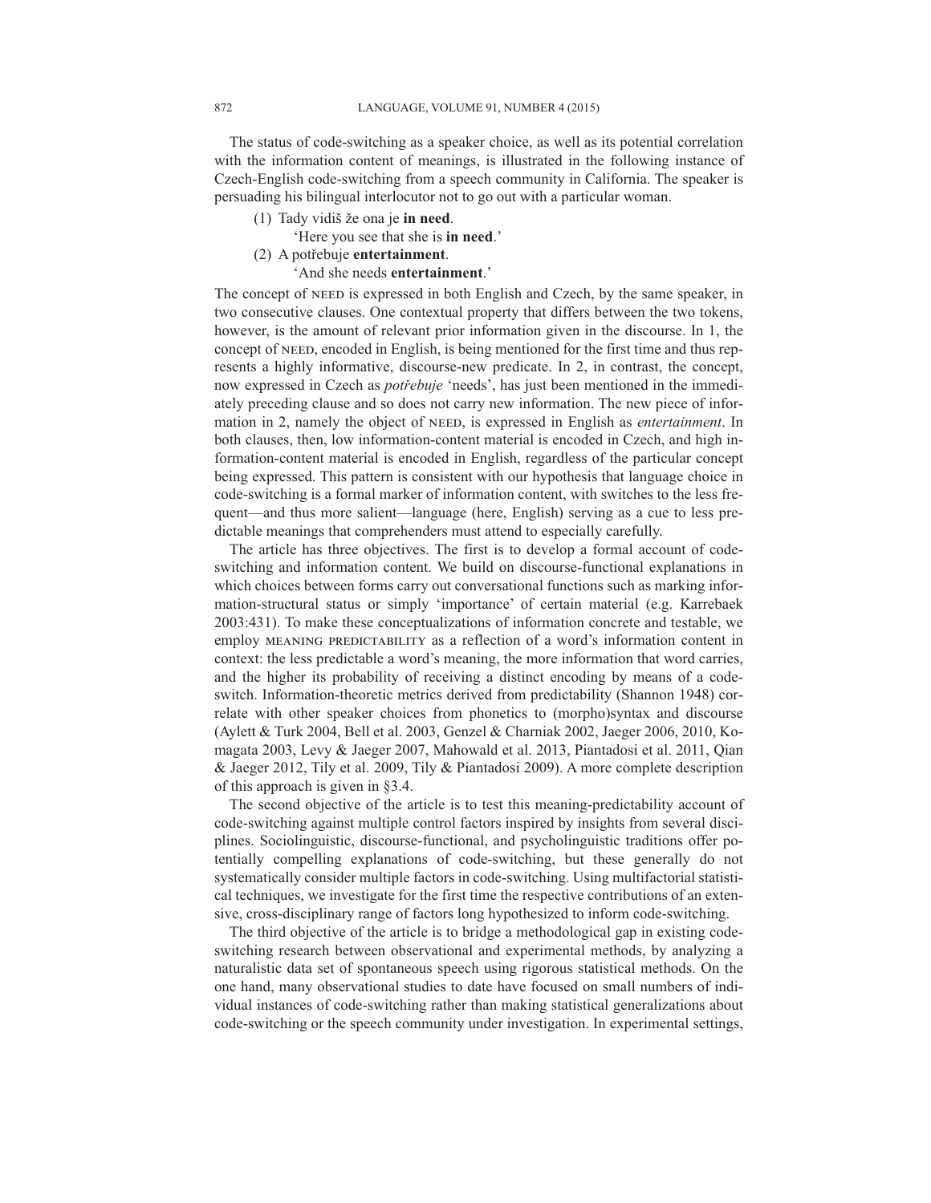The status of code-switching as a speaker choice, as well as its potential correlation with the information content of meanings, is illustrated in the following instance of Czech-English code-switching from a speech community in California. The speaker is persuading his bilingual interlocutor not to go out with a particular woman.

(1) Tady vidiš že ona je **in need**.
  'Here you see that she is **in need**.'

(2) A potřebuje **entertainment**.
  'And she needs **entertainment**.'

The concept of NEED is expressed in both English and Czech, by the same speaker, in two consecutive clauses. One contextual property that differs between the two tokens, however, is the amount of relevant prior information given in the discourse. In 1, the concept of NEED, encoded in English, is being mentioned for the first time and thus represents a highly informative, discourse-new predicate. In 2, in contrast, the concept, now expressed in Czech as *potřebuje* 'needs', has just been mentioned in the immediately preceding clause and so does not carry new information. The new piece of information in 2, namely the object of NEED, is expressed in English as *entertainment*. In both clauses, then, low information-content material is encoded in Czech, and high information-content material is encoded in English, regardless of the particular concept being expressed. This pattern is consistent with our hypothesis that language choice in code-switching is a formal marker of information content, with switches to the less frequent—and thus more salient—language (here, English) serving as a cue to less predictable meanings that comprehenders must attend to especially carefully.

The article has three objectives. The first is to develop a formal account of code-switching and information content. We build on discourse-functional explanations in which choices between forms carry out conversational functions such as marking information-structural status or simply 'importance' of certain material (e.g. Karrebaek 2003:431). To make these conceptualizations of information concrete and testable, we employ MEANING PREDICTABILITY as a reflection of a word's information content in context: the less predictable a word's meaning, the more information that word carries, and the higher its probability of receiving a distinct encoding by means of a code-switch. Information-theoretic metrics derived from predictability (Shannon 1948) correlate with other speaker choices from phonetics to (morpho)syntax and discourse (Aylett & Turk 2004, Bell et al. 2003, Genzel & Charniak 2002, Jaeger 2006, 2010, Komagata 2003, Levy & Jaeger 2007, Mahowald et al. 2013, Piantadosi et al. 2011, Qian & Jaeger 2012, Tily et al. 2009, Tily & Piantadosi 2009). A more complete description of this approach is given in §3.4.

The second objective of the article is to test this meaning-predictability account of code-switching against multiple control factors inspired by insights from several disciplines. Sociolinguistic, discourse-functional, and psycholinguistic traditions offer potentially compelling explanations of code-switching, but these generally do not systematically consider multiple factors in code-switching. Using multifactorial statistical techniques, we investigate for the first time the respective contributions of an extensive, cross-disciplinary range of factors long hypothesized to inform code-switching.

The third objective of the article is to bridge a methodological gap in existing code-switching research between observational and experimental methods, by analyzing a naturalistic data set of spontaneous speech using rigorous statistical methods. On the one hand, many observational studies to date have focused on small numbers of individual instances of code-switching rather than making statistical generalizations about code-switching or the speech community under investigation. In experimental settings,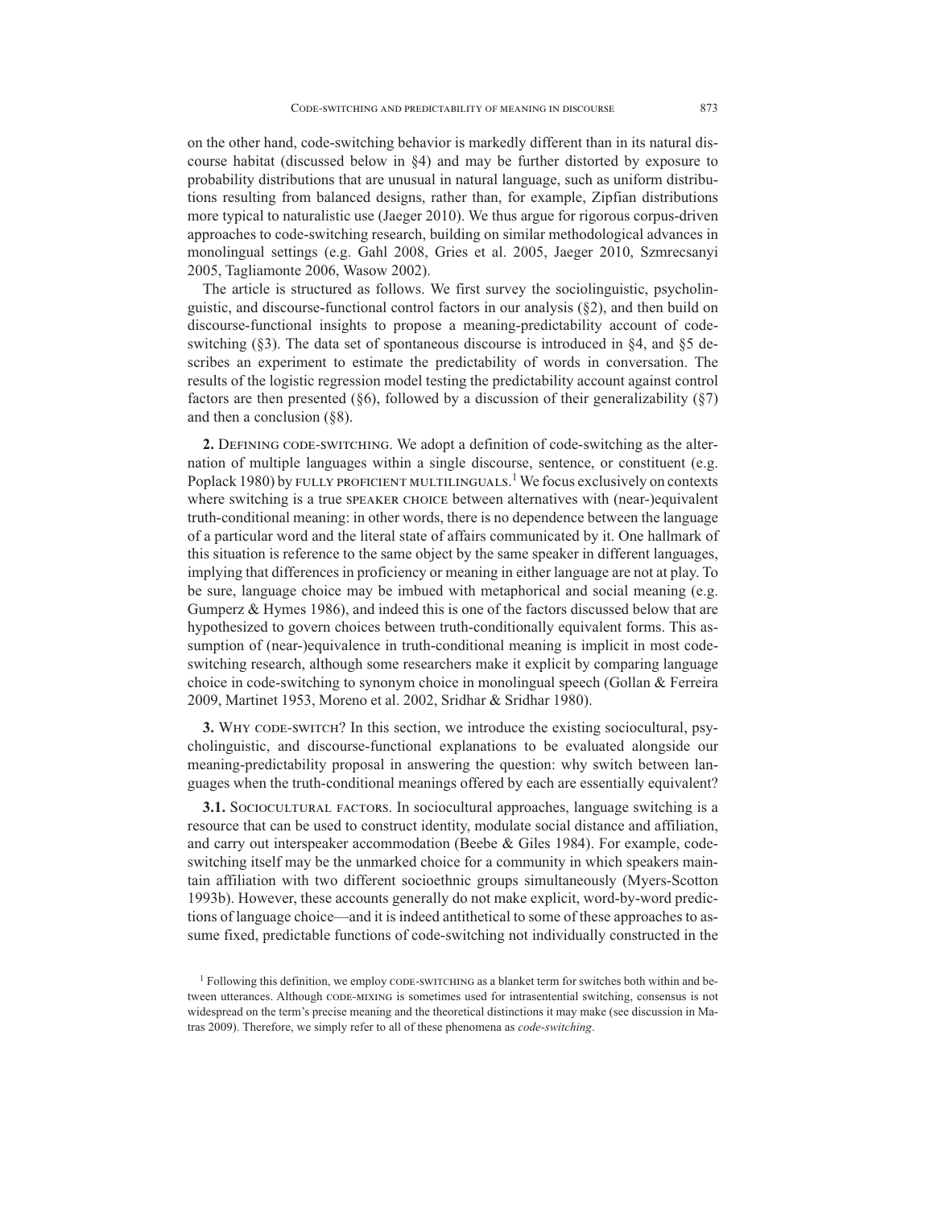on the other hand, code-switching behavior is markedly different than in its natural discourse habitat (discussed below in §4) and may be further distorted by exposure to probability distributions that are unusual in natural language, such as uniform distributions resulting from balanced designs, rather than, for example, Zipfian distributions more typical to naturalistic use (Jaeger 2010). We thus argue for rigorous corpus-driven approaches to code-switching research, building on similar methodological advances in monolingual settings (e.g. Gahl 2008, Gries et al. 2005, Jaeger 2010, Szmrecsanyi 2005, Tagliamonte 2006, Wasow 2002).

The article is structured as follows. We first survey the sociolinguistic, psycholinguistic, and discourse-functional control factors in our analysis (§2), and then build on discourse-functional insights to propose a meaning-predictability account of code-switching (§3). The data set of spontaneous discourse is introduced in §4, and §5 describes an experiment to estimate the predictability of words in conversation. The results of the logistic regression model testing the predictability account against control factors are then presented (§6), followed by a discussion of their generalizability (§7) and then a conclusion (§8).

**2.** Defining code-switching. We adopt a definition of code-switching as the alternation of multiple languages within a single discourse, sentence, or constituent (e.g. Poplack 1980) by fully proficient multilinguals.[1] We focus exclusively on contexts where switching is a true speaker choice between alternatives with (near-)equivalent truth-conditional meaning: in other words, there is no dependence between the language of a particular word and the literal state of affairs communicated by it. One hallmark of this situation is reference to the same object by the same speaker in different languages, implying that differences in proficiency or meaning in either language are not at play. To be sure, language choice may be imbued with metaphorical and social meaning (e.g. Gumperz & Hymes 1986), and indeed this is one of the factors discussed below that are hypothesized to govern choices between truth-conditionally equivalent forms. This assumption of (near-)equivalence in truth-conditional meaning is implicit in most code-switching research, although some researchers make it explicit by comparing language choice in code-switching to synonym choice in monolingual speech (Gollan & Ferreira 2009, Martinet 1953, Moreno et al. 2002, Sridhar & Sridhar 1980).

**3.** Why code-switch? In this section, we introduce the existing sociocultural, psycholinguistic, and discourse-functional explanations to be evaluated alongside our meaning-predictability proposal in answering the question: why switch between languages when the truth-conditional meanings offered by each are essentially equivalent?

**3.1.** Sociocultural factors. In sociocultural approaches, language switching is a resource that can be used to construct identity, modulate social distance and affiliation, and carry out interspeaker accommodation (Beebe & Giles 1984). For example, code-switching itself may be the unmarked choice for a community in which speakers maintain affiliation with two different socioethnic groups simultaneously (Myers-Scotton 1993b). However, these accounts generally do not make explicit, word-by-word predictions of language choice—and it is indeed antithetical to some of these approaches to assume fixed, predictable functions of code-switching not individually constructed in the

[1] Following this definition, we employ code-switching as a blanket term for switches both within and between utterances. Although code-mixing is sometimes used for intrasentential switching, consensus is not widespread on the term's precise meaning and the theoretical distinctions it may make (see discussion in Matras 2009). Therefore, we simply refer to all of these phenomena as *code-switching*.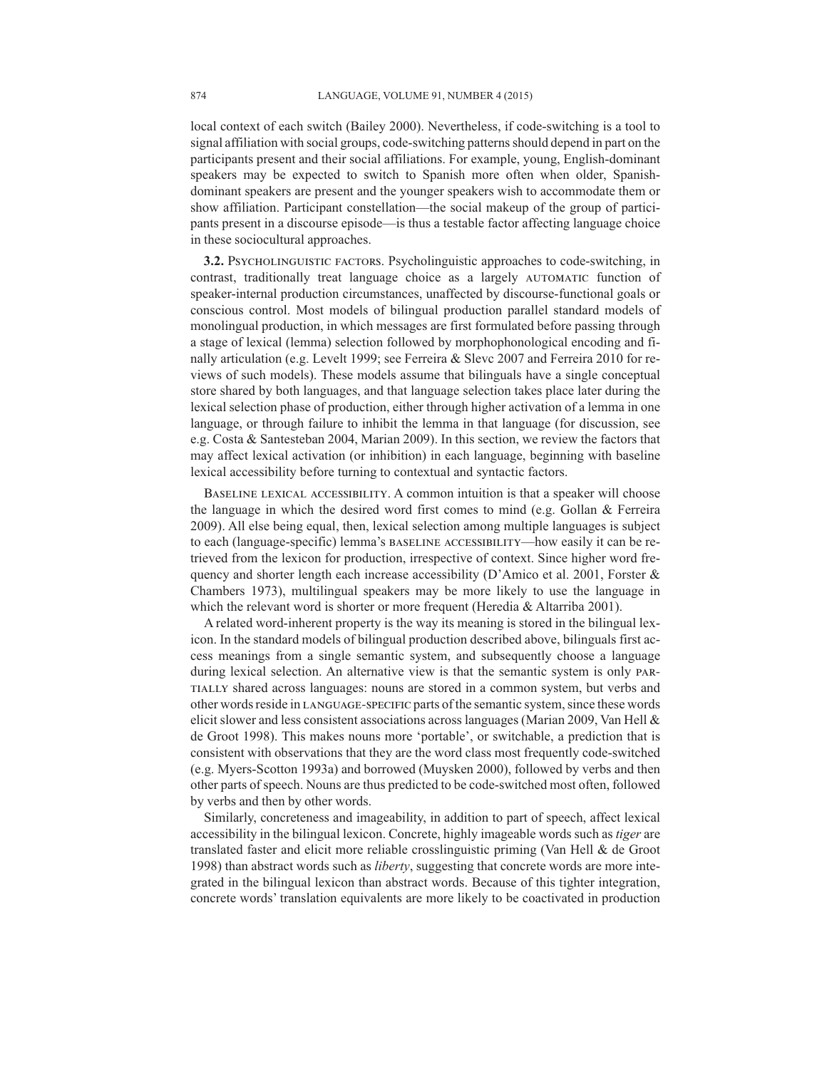local context of each switch (Bailey 2000). Nevertheless, if code-switching is a tool to signal affiliation with social groups, code-switching patterns should depend in part on the participants present and their social affiliations. For example, young, English-dominant speakers may be expected to switch to Spanish more often when older, Spanish-dominant speakers are present and the younger speakers wish to accommodate them or show affiliation. Participant constellation—the social makeup of the group of participants present in a discourse episode—is thus a testable factor affecting language choice in these sociocultural approaches.

**3.2.** Psycholinguistic factors. Psycholinguistic approaches to code-switching, in contrast, traditionally treat language choice as a largely automatic function of speaker-internal production circumstances, unaffected by discourse-functional goals or conscious control. Most models of bilingual production parallel standard models of monolingual production, in which messages are first formulated before passing through a stage of lexical (lemma) selection followed by morphophonological encoding and finally articulation (e.g. Levelt 1999; see Ferreira & Slevc 2007 and Ferreira 2010 for reviews of such models). These models assume that bilinguals have a single conceptual store shared by both languages, and that language selection takes place later during the lexical selection phase of production, either through higher activation of a lemma in one language, or through failure to inhibit the lemma in that language (for discussion, see e.g. Costa & Santesteban 2004, Marian 2009). In this section, we review the factors that may affect lexical activation (or inhibition) in each language, beginning with baseline lexical accessibility before turning to contextual and syntactic factors.

Baseline lexical accessibility. A common intuition is that a speaker will choose the language in which the desired word first comes to mind (e.g. Gollan & Ferreira 2009). All else being equal, then, lexical selection among multiple languages is subject to each (language-specific) lemma's baseline accessibility—how easily it can be retrieved from the lexicon for production, irrespective of context. Since higher word frequency and shorter length each increase accessibility (D'Amico et al. 2001, Forster & Chambers 1973), multilingual speakers may be more likely to use the language in which the relevant word is shorter or more frequent (Heredia & Altarriba 2001).

A related word-inherent property is the way its meaning is stored in the bilingual lexicon. In the standard models of bilingual production described above, bilinguals first access meanings from a single semantic system, and subsequently choose a language during lexical selection. An alternative view is that the semantic system is only partially shared across languages: nouns are stored in a common system, but verbs and other words reside in language-specific parts of the semantic system, since these words elicit slower and less consistent associations across languages (Marian 2009, Van Hell & de Groot 1998). This makes nouns more 'portable', or switchable, a prediction that is consistent with observations that they are the word class most frequently code-switched (e.g. Myers-Scotton 1993a) and borrowed (Muysken 2000), followed by verbs and then other parts of speech. Nouns are thus predicted to be code-switched most often, followed by verbs and then by other words.

Similarly, concreteness and imageability, in addition to part of speech, affect lexical accessibility in the bilingual lexicon. Concrete, highly imageable words such as *tiger* are translated faster and elicit more reliable crosslinguistic priming (Van Hell & de Groot 1998) than abstract words such as *liberty*, suggesting that concrete words are more integrated in the bilingual lexicon than abstract words. Because of this tighter integration, concrete words' translation equivalents are more likely to be coactivated in production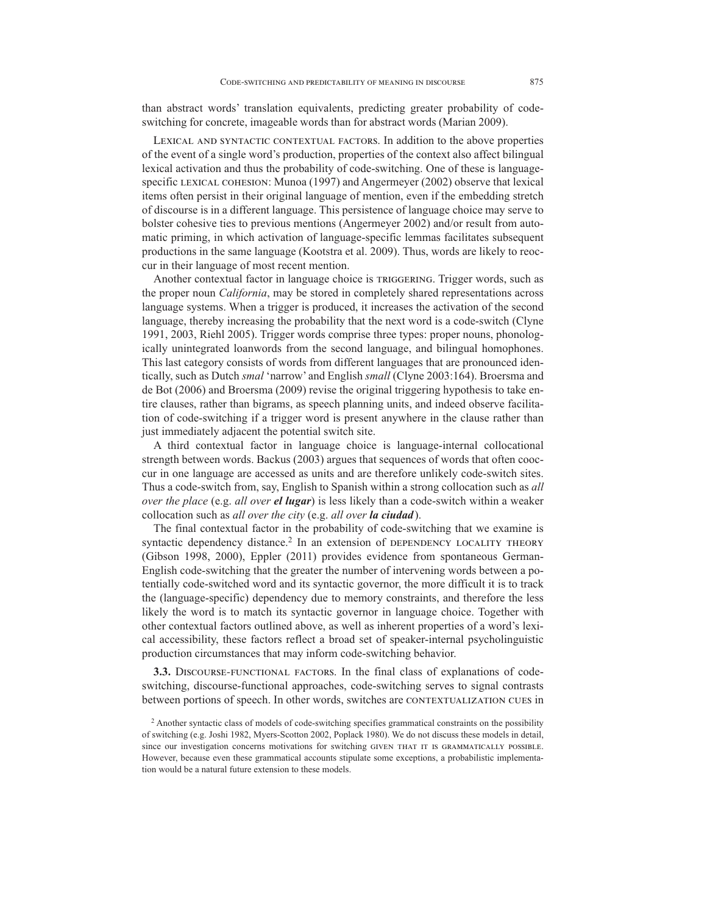than abstract words' translation equivalents, predicting greater probability of code-switching for concrete, imageable words than for abstract words (Marian 2009).

Lexical and syntactic contextual factors. In addition to the above properties of the event of a single word's production, properties of the context also affect bilingual lexical activation and thus the probability of code-switching. One of these is language-specific lexical cohesion: Munoa (1997) and Angermeyer (2002) observe that lexical items often persist in their original language of mention, even if the embedding stretch of discourse is in a different language. This persistence of language choice may serve to bolster cohesive ties to previous mentions (Angermeyer 2002) and/or result from automatic priming, in which activation of language-specific lemmas facilitates subsequent productions in the same language (Kootstra et al. 2009). Thus, words are likely to reoccur in their language of most recent mention.

Another contextual factor in language choice is triggering. Trigger words, such as the proper noun *California*, may be stored in completely shared representations across language systems. When a trigger is produced, it increases the activation of the second language, thereby increasing the probability that the next word is a code-switch (Clyne 1991, 2003, Riehl 2005). Trigger words comprise three types: proper nouns, phonologically unintegrated loanwords from the second language, and bilingual homophones. This last category consists of words from different languages that are pronounced identically, such as Dutch *smal* 'narrow' and English *small* (Clyne 2003:164). Broersma and de Bot (2006) and Broersma (2009) revise the original triggering hypothesis to take entire clauses, rather than bigrams, as speech planning units, and indeed observe facilitation of code-switching if a trigger word is present anywhere in the clause rather than just immediately adjacent the potential switch site.

A third contextual factor in language choice is language-internal collocational strength between words. Backus (2003) argues that sequences of words that often cooccur in one language are accessed as units and are therefore unlikely code-switch sites. Thus a code-switch from, say, English to Spanish within a strong collocation such as *all over the place* (e.g. *all over* ***el lugar***) is less likely than a code-switch within a weaker collocation such as *all over the city* (e.g. *all over* ***la ciudad***).

The final contextual factor in the probability of code-switching that we examine is syntactic dependency distance.[2] In an extension of dependency locality theory (Gibson 1998, 2000), Eppler (2011) provides evidence from spontaneous German-English code-switching that the greater the number of intervening words between a potentially code-switched word and its syntactic governor, the more difficult it is to track the (language-specific) dependency due to memory constraints, and therefore the less likely the word is to match its syntactic governor in language choice. Together with other contextual factors outlined above, as well as inherent properties of a word's lexical accessibility, these factors reflect a broad set of speaker-internal psycholinguistic production circumstances that may inform code-switching behavior.

**3.3.** Discourse-functional factors. In the final class of explanations of code-switching, discourse-functional approaches, code-switching serves to signal contrasts between portions of speech. In other words, switches are contextualization cues in

[2] Another syntactic class of models of code-switching specifies grammatical constraints on the possibility of switching (e.g. Joshi 1982, Myers-Scotton 2002, Poplack 1980). We do not discuss these models in detail, since our investigation concerns motivations for switching given that it is grammatically possible. However, because even these grammatical accounts stipulate some exceptions, a probabilistic implementation would be a natural future extension to these models.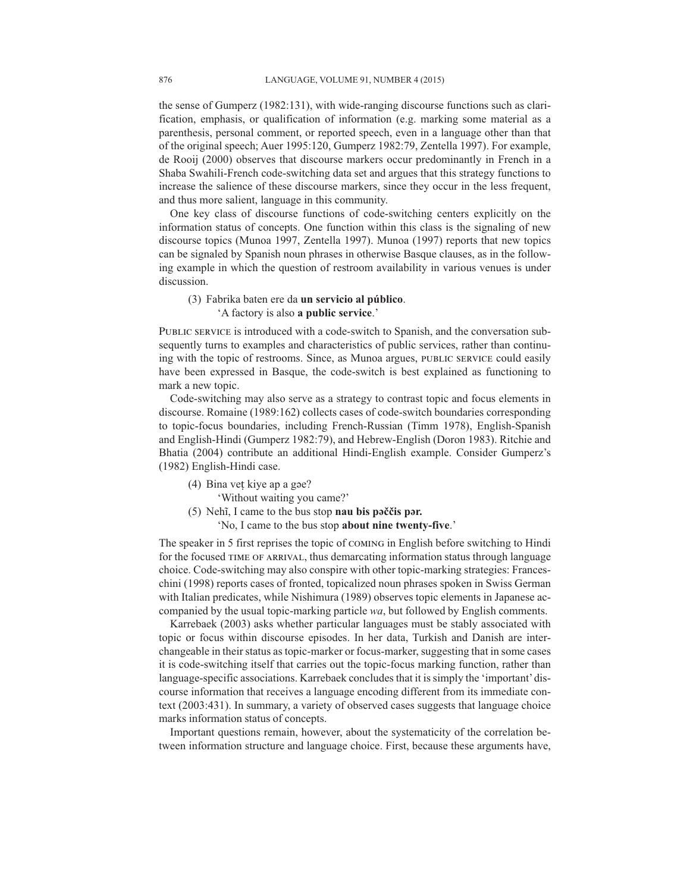the sense of Gumperz (1982:131), with wide-ranging discourse functions such as clarification, emphasis, or qualification of information (e.g. marking some material as a parenthesis, personal comment, or reported speech, even in a language other than that of the original speech; Auer 1995:120, Gumperz 1982:79, Zentella 1997). For example, de Rooij (2000) observes that discourse markers occur predominantly in French in a Shaba Swahili-French code-switching data set and argues that this strategy functions to increase the salience of these discourse markers, since they occur in the less frequent, and thus more salient, language in this community.

One key class of discourse functions of code-switching centers explicitly on the information status of concepts. One function within this class is the signaling of new discourse topics (Munoa 1997, Zentella 1997). Munoa (1997) reports that new topics can be signaled by Spanish noun phrases in otherwise Basque clauses, as in the following example in which the question of restroom availability in various venues is under discussion.

(3) Fabrika baten ere da **un servicio al público**.
 'A factory is also **a public service**.'

PUBLIC SERVICE is introduced with a code-switch to Spanish, and the conversation subsequently turns to examples and characteristics of public services, rather than continuing with the topic of restrooms. Since, as Munoa argues, PUBLIC SERVICE could easily have been expressed in Basque, the code-switch is best explained as functioning to mark a new topic.

Code-switching may also serve as a strategy to contrast topic and focus elements in discourse. Romaine (1989:162) collects cases of code-switch boundaries corresponding to topic-focus boundaries, including French-Russian (Timm 1978), English-Spanish and English-Hindi (Gumperz 1982:79), and Hebrew-English (Doron 1983). Ritchie and Bhatia (2004) contribute an additional Hindi-English example. Consider Gumperz's (1982) English-Hindi case.

(4) Bina veṭ kiye ap a gəe?
 'Without waiting you came?'

(5) Nehĩ, I came to the bus stop **nau bis pəččis pər.**
 'No, I came to the bus stop **about nine twenty-five**.'

The speaker in 5 first reprises the topic of COMING in English before switching to Hindi for the focused TIME OF ARRIVAL, thus demarcating information status through language choice. Code-switching may also conspire with other topic-marking strategies: Franceschini (1998) reports cases of fronted, topicalized noun phrases spoken in Swiss German with Italian predicates, while Nishimura (1989) observes topic elements in Japanese accompanied by the usual topic-marking particle *wa*, but followed by English comments.

Karrebaek (2003) asks whether particular languages must be stably associated with topic or focus within discourse episodes. In her data, Turkish and Danish are interchangeable in their status as topic-marker or focus-marker, suggesting that in some cases it is code-switching itself that carries out the topic-focus marking function, rather than language-specific associations. Karrebaek concludes that it is simply the 'important' discourse information that receives a language encoding different from its immediate context (2003:431). In summary, a variety of observed cases suggests that language choice marks information status of concepts.

Important questions remain, however, about the systematicity of the correlation between information structure and language choice. First, because these arguments have,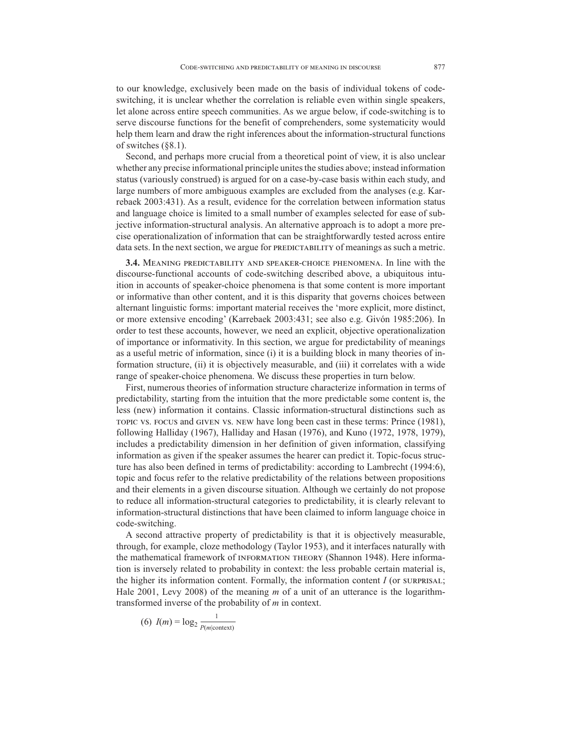to our knowledge, exclusively been made on the basis of individual tokens of code-switching, it is unclear whether the correlation is reliable even within single speakers, let alone across entire speech communities. As we argue below, if code-switching is to serve discourse functions for the benefit of comprehenders, some systematicity would help them learn and draw the right inferences about the information-structural functions of switches (§8.1).

Second, and perhaps more crucial from a theoretical point of view, it is also unclear whether any precise informational principle unites the studies above; instead information status (variously construed) is argued for on a case-by-case basis within each study, and large numbers of more ambiguous examples are excluded from the analyses (e.g. Karrebaek 2003:431). As a result, evidence for the correlation between information status and language choice is limited to a small number of examples selected for ease of subjective information-structural analysis. An alternative approach is to adopt a more precise operationalization of information that can be straightforwardly tested across entire data sets. In the next section, we argue for PREDICTABILITY of meanings as such a metric.

**3.4. Meaning predictability and speaker-choice phenomena.** In line with the discourse-functional accounts of code-switching described above, a ubiquitous intuition in accounts of speaker-choice phenomena is that some content is more important or informative than other content, and it is this disparity that governs choices between alternant linguistic forms: important material receives the 'more explicit, more distinct, or more extensive encoding' (Karrebaek 2003:431; see also e.g. Givón 1985:206). In order to test these accounts, however, we need an explicit, objective operationalization of importance or informativity. In this section, we argue for predictability of meanings as a useful metric of information, since (i) it is a building block in many theories of information structure, (ii) it is objectively measurable, and (iii) it correlates with a wide range of speaker-choice phenomena. We discuss these properties in turn below.

First, numerous theories of information structure characterize information in terms of predictability, starting from the intuition that the more predictable some content is, the less (new) information it contains. Classic information-structural distinctions such as TOPIC VS. FOCUS and GIVEN VS. NEW have long been cast in these terms: Prince (1981), following Halliday (1967), Halliday and Hasan (1976), and Kuno (1972, 1978, 1979), includes a predictability dimension in her definition of given information, classifying information as given if the speaker assumes the hearer can predict it. Topic-focus structure has also been defined in terms of predictability: according to Lambrecht (1994:6), topic and focus refer to the relative predictability of the relations between propositions and their elements in a given discourse situation. Although we certainly do not propose to reduce all information-structural categories to predictability, it is clearly relevant to information-structural distinctions that have been claimed to inform language choice in code-switching.

A second attractive property of predictability is that it is objectively measurable, through, for example, cloze methodology (Taylor 1953), and it interfaces naturally with the mathematical framework of INFORMATION THEORY (Shannon 1948). Here information is inversely related to probability in context: the less probable certain material is, the higher its information content. Formally, the information content $I$ (or SURPRISAL; Hale 2001, Levy 2008) of the meaning $m$ of a unit of an utterance is the logarithm-transformed inverse of the probability of $m$ in context.

(6) $I(m) = \log_2 \frac{1}{P(m|\text{context})}$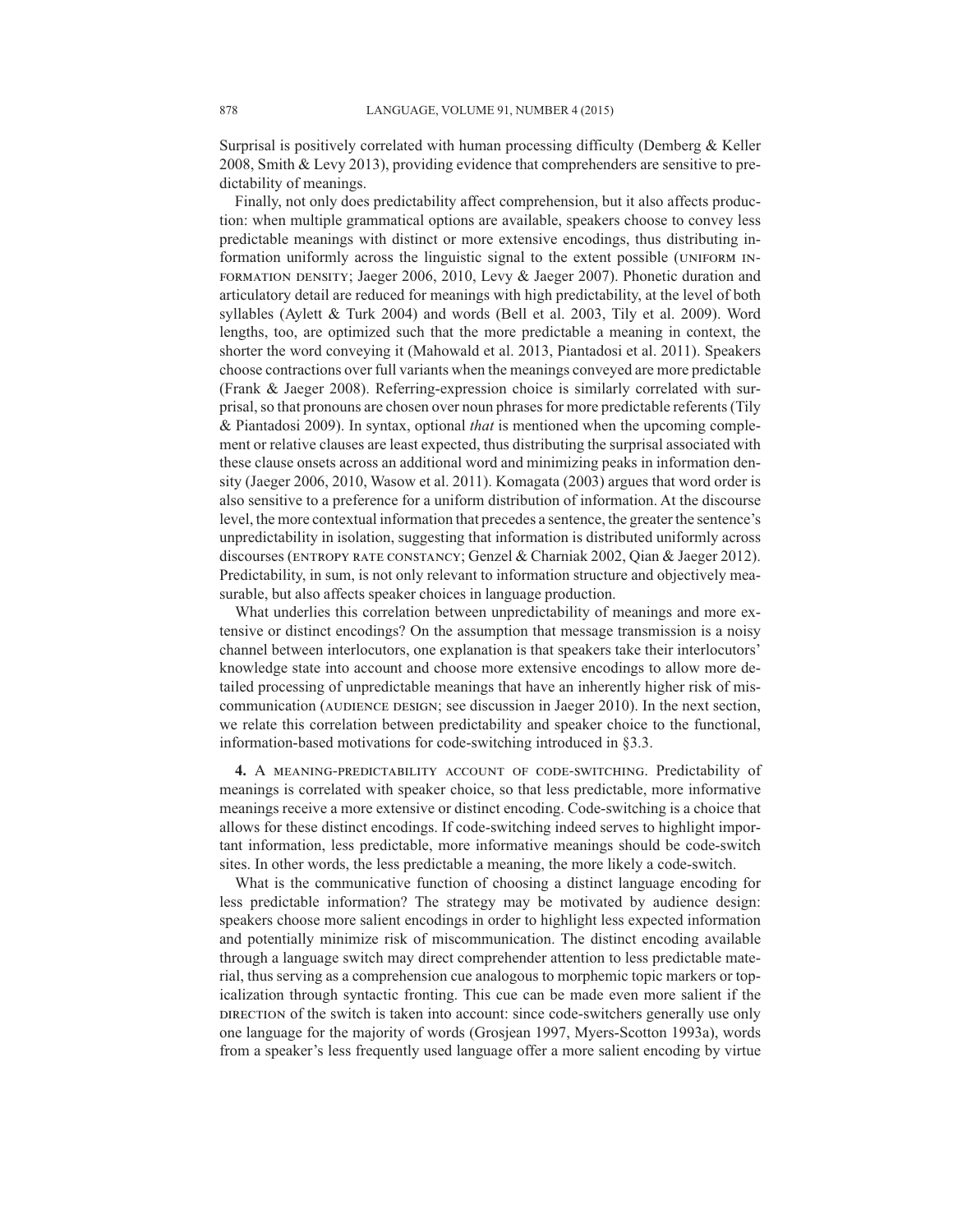Surprisal is positively correlated with human processing difficulty (Demberg & Keller 2008, Smith & Levy 2013), providing evidence that comprehenders are sensitive to predictability of meanings.

Finally, not only does predictability affect comprehension, but it also affects production: when multiple grammatical options are available, speakers choose to convey less predictable meanings with distinct or more extensive encodings, thus distributing information uniformly across the linguistic signal to the extent possible (UNIFORM INFORMATION DENSITY; Jaeger 2006, 2010, Levy & Jaeger 2007). Phonetic duration and articulatory detail are reduced for meanings with high predictability, at the level of both syllables (Aylett & Turk 2004) and words (Bell et al. 2003, Tily et al. 2009). Word lengths, too, are optimized such that the more predictable a meaning in context, the shorter the word conveying it (Mahowald et al. 2013, Piantadosi et al. 2011). Speakers choose contractions over full variants when the meanings conveyed are more predictable (Frank & Jaeger 2008). Referring-expression choice is similarly correlated with surprisal, so that pronouns are chosen over noun phrases for more predictable referents (Tily & Piantadosi 2009). In syntax, optional *that* is mentioned when the upcoming complement or relative clauses are least expected, thus distributing the surprisal associated with these clause onsets across an additional word and minimizing peaks in information density (Jaeger 2006, 2010, Wasow et al. 2011). Komagata (2003) argues that word order is also sensitive to a preference for a uniform distribution of information. At the discourse level, the more contextual information that precedes a sentence, the greater the sentence's unpredictability in isolation, suggesting that information is distributed uniformly across discourses (ENTROPY RATE CONSTANCY; Genzel & Charniak 2002, Qian & Jaeger 2012). Predictability, in sum, is not only relevant to information structure and objectively measurable, but also affects speaker choices in language production.

What underlies this correlation between unpredictability of meanings and more extensive or distinct encodings? On the assumption that message transmission is a noisy channel between interlocutors, one explanation is that speakers take their interlocutors' knowledge state into account and choose more extensive encodings to allow more detailed processing of unpredictable meanings that have an inherently higher risk of miscommunication (AUDIENCE DESIGN; see discussion in Jaeger 2010). In the next section, we relate this correlation between predictability and speaker choice to the functional, information-based motivations for code-switching introduced in §3.3.

## 4. A MEANING-PREDICTABILITY ACCOUNT OF CODE-SWITCHING.

Predictability of meanings is correlated with speaker choice, so that less predictable, more informative meanings receive a more extensive or distinct encoding. Code-switching is a choice that allows for these distinct encodings. If code-switching indeed serves to highlight important information, less predictable, more informative meanings should be code-switch sites. In other words, the less predictable a meaning, the more likely a code-switch.

What is the communicative function of choosing a distinct language encoding for less predictable information? The strategy may be motivated by audience design: speakers choose more salient encodings in order to highlight less expected information and potentially minimize risk of miscommunication. The distinct encoding available through a language switch may direct comprehender attention to less predictable material, thus serving as a comprehension cue analogous to morphemic topic markers or topicalization through syntactic fronting. This cue can be made even more salient if the DIRECTION of the switch is taken into account: since code-switchers generally use only one language for the majority of words (Grosjean 1997, Myers-Scotton 1993a), words from a speaker's less frequently used language offer a more salient encoding by virtue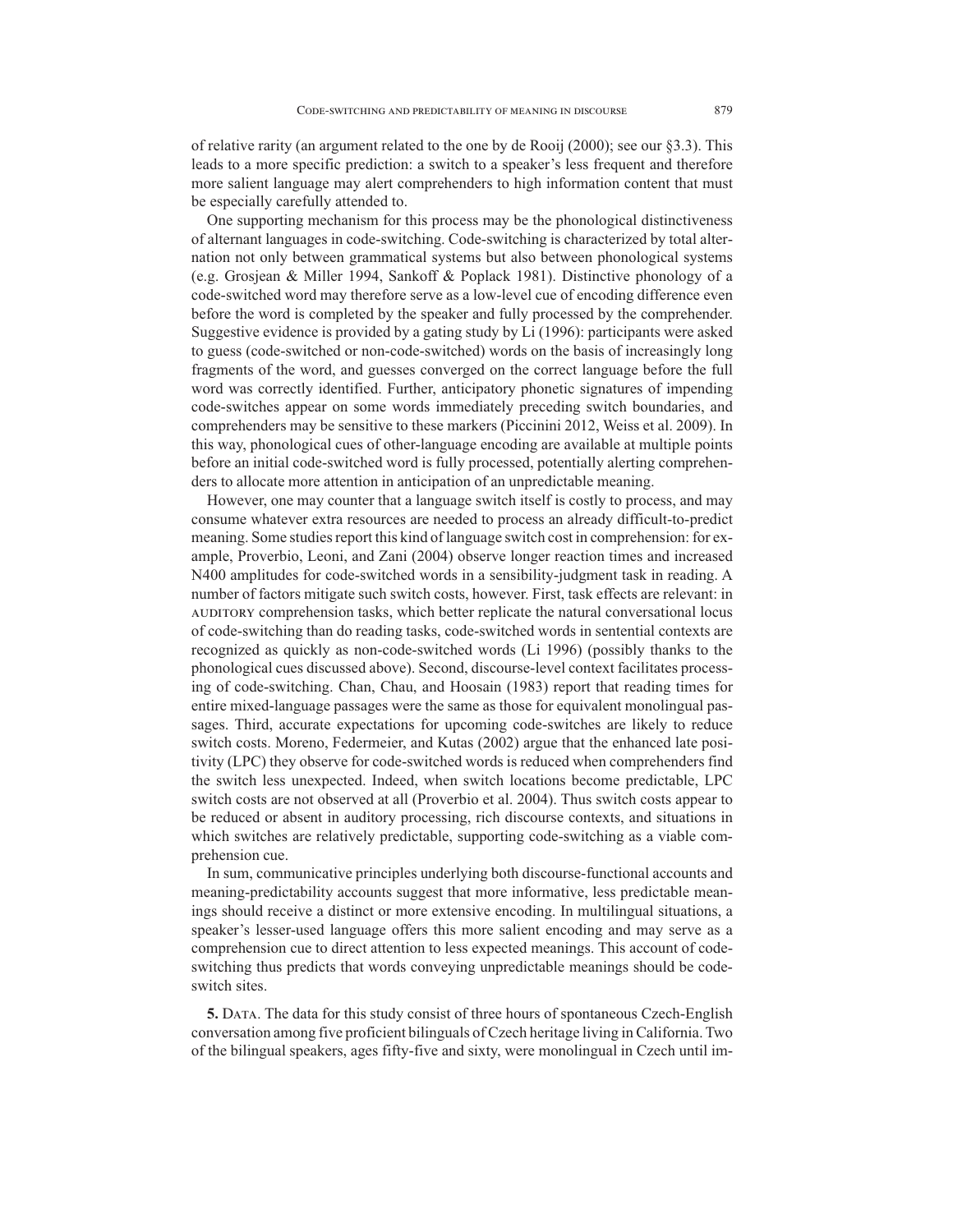of relative rarity (an argument related to the one by de Rooij (2000); see our §3.3). This leads to a more specific prediction: a switch to a speaker's less frequent and therefore more salient language may alert comprehenders to high information content that must be especially carefully attended to.

One supporting mechanism for this process may be the phonological distinctiveness of alternant languages in code-switching. Code-switching is characterized by total alternation not only between grammatical systems but also between phonological systems (e.g. Grosjean & Miller 1994, Sankoff & Poplack 1981). Distinctive phonology of a code-switched word may therefore serve as a low-level cue of encoding difference even before the word is completed by the speaker and fully processed by the comprehender. Suggestive evidence is provided by a gating study by Li (1996): participants were asked to guess (code-switched or non-code-switched) words on the basis of increasingly long fragments of the word, and guesses converged on the correct language before the full word was correctly identified. Further, anticipatory phonetic signatures of impending code-switches appear on some words immediately preceding switch boundaries, and comprehenders may be sensitive to these markers (Piccinini 2012, Weiss et al. 2009). In this way, phonological cues of other-language encoding are available at multiple points before an initial code-switched word is fully processed, potentially alerting comprehenders to allocate more attention in anticipation of an unpredictable meaning.

However, one may counter that a language switch itself is costly to process, and may consume whatever extra resources are needed to process an already difficult-to-predict meaning. Some studies report this kind of language switch cost in comprehension: for example, Proverbio, Leoni, and Zani (2004) observe longer reaction times and increased N400 amplitudes for code-switched words in a sensibility-judgment task in reading. A number of factors mitigate such switch costs, however. First, task effects are relevant: in AUDITORY comprehension tasks, which better replicate the natural conversational locus of code-switching than do reading tasks, code-switched words in sentential contexts are recognized as quickly as non-code-switched words (Li 1996) (possibly thanks to the phonological cues discussed above). Second, discourse-level context facilitates processing of code-switching. Chan, Chau, and Hoosain (1983) report that reading times for entire mixed-language passages were the same as those for equivalent monolingual passages. Third, accurate expectations for upcoming code-switches are likely to reduce switch costs. Moreno, Federmeier, and Kutas (2002) argue that the enhanced late positivity (LPC) they observe for code-switched words is reduced when comprehenders find the switch less unexpected. Indeed, when switch locations become predictable, LPC switch costs are not observed at all (Proverbio et al. 2004). Thus switch costs appear to be reduced or absent in auditory processing, rich discourse contexts, and situations in which switches are relatively predictable, supporting code-switching as a viable comprehension cue.

In sum, communicative principles underlying both discourse-functional accounts and meaning-predictability accounts suggest that more informative, less predictable meanings should receive a distinct or more extensive encoding. In multilingual situations, a speaker's lesser-used language offers this more salient encoding and may serve as a comprehension cue to direct attention to less expected meanings. This account of code-switching thus predicts that words conveying unpredictable meanings should be code-switch sites.

**5.** DATA. The data for this study consist of three hours of spontaneous Czech-English conversation among five proficient bilinguals of Czech heritage living in California. Two of the bilingual speakers, ages fifty-five and sixty, were monolingual in Czech until im-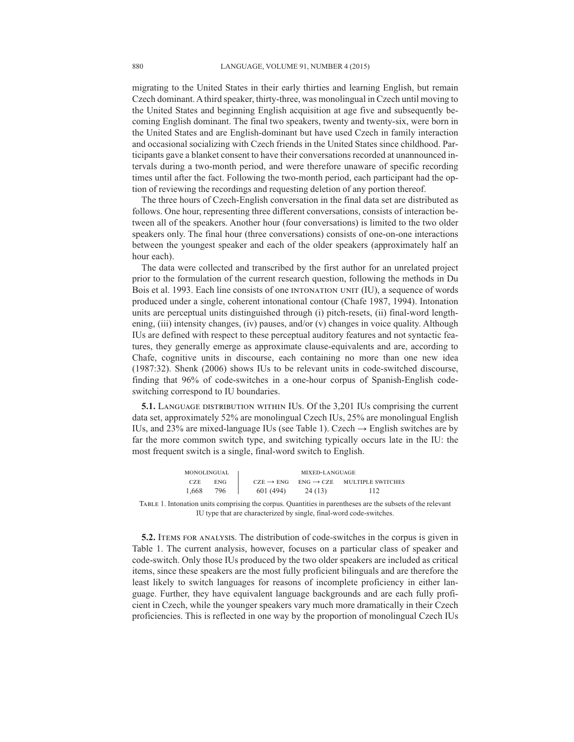migrating to the United States in their early thirties and learning English, but remain Czech dominant. A third speaker, thirty-three, was monolingual in Czech until moving to the United States and beginning English acquisition at age five and subsequently becoming English dominant. The final two speakers, twenty and twenty-six, were born in the United States and are English-dominant but have used Czech in family interaction and occasional socializing with Czech friends in the United States since childhood. Participants gave a blanket consent to have their conversations recorded at unannounced intervals during a two-month period, and were therefore unaware of specific recording times until after the fact. Following the two-month period, each participant had the option of reviewing the recordings and requesting deletion of any portion thereof.

The three hours of Czech-English conversation in the final data set are distributed as follows. One hour, representing three different conversations, consists of interaction between all of the speakers. Another hour (four conversations) is limited to the two older speakers only. The final hour (three conversations) consists of one-on-one interactions between the youngest speaker and each of the older speakers (approximately half an hour each).

The data were collected and transcribed by the first author for an unrelated project prior to the formulation of the current research question, following the methods in Du Bois et al. 1993. Each line consists of one INTONATION UNIT (IU), a sequence of words produced under a single, coherent intonational contour (Chafe 1987, 1994). Intonation units are perceptual units distinguished through (i) pitch-resets, (ii) final-word lengthening, (iii) intensity changes, (iv) pauses, and/or (v) changes in voice quality. Although IUs are defined with respect to these perceptual auditory features and not syntactic features, they generally emerge as approximate clause-equivalents and are, according to Chafe, cognitive units in discourse, each containing no more than one new idea (1987:32). Shenk (2006) shows IUs to be relevant units in code-switched discourse, finding that 96% of code-switches in a one-hour corpus of Spanish-English code-switching correspond to IU boundaries.

**5.1.** LANGUAGE DISTRIBUTION WITHIN IUs. Of the 3,201 IUs comprising the current data set, approximately 52% are monolingual Czech IUs, 25% are monolingual English IUs, and 23% are mixed-language IUs (see Table 1). Czech → English switches are by far the more common switch type, and switching typically occurs late in the IU: the most frequent switch is a single, final-word switch to English.

| MONOLINGUAL | | MIXED-LANGUAGE | | |
|---|---|---|---|---|
| CZE | ENG | CZE → ENG | ENG → CZE | MULTIPLE SWITCHES |
| 1,668 | 796 | 601 (494) | 24 (13) | 112 |

TABLE 1. Intonation units comprising the corpus. Quantities in parentheses are the subsets of the relevant IU type that are characterized by single, final-word code-switches.

**5.2.** ITEMS FOR ANALYSIS. The distribution of code-switches in the corpus is given in Table 1. The current analysis, however, focuses on a particular class of speaker and code-switch. Only those IUs produced by the two older speakers are included as critical items, since these speakers are the most fully proficient bilinguals and are therefore the least likely to switch languages for reasons of incomplete proficiency in either language. Further, they have equivalent language backgrounds and are each fully proficient in Czech, while the younger speakers vary much more dramatically in their Czech proficiencies. This is reflected in one way by the proportion of monolingual Czech IUs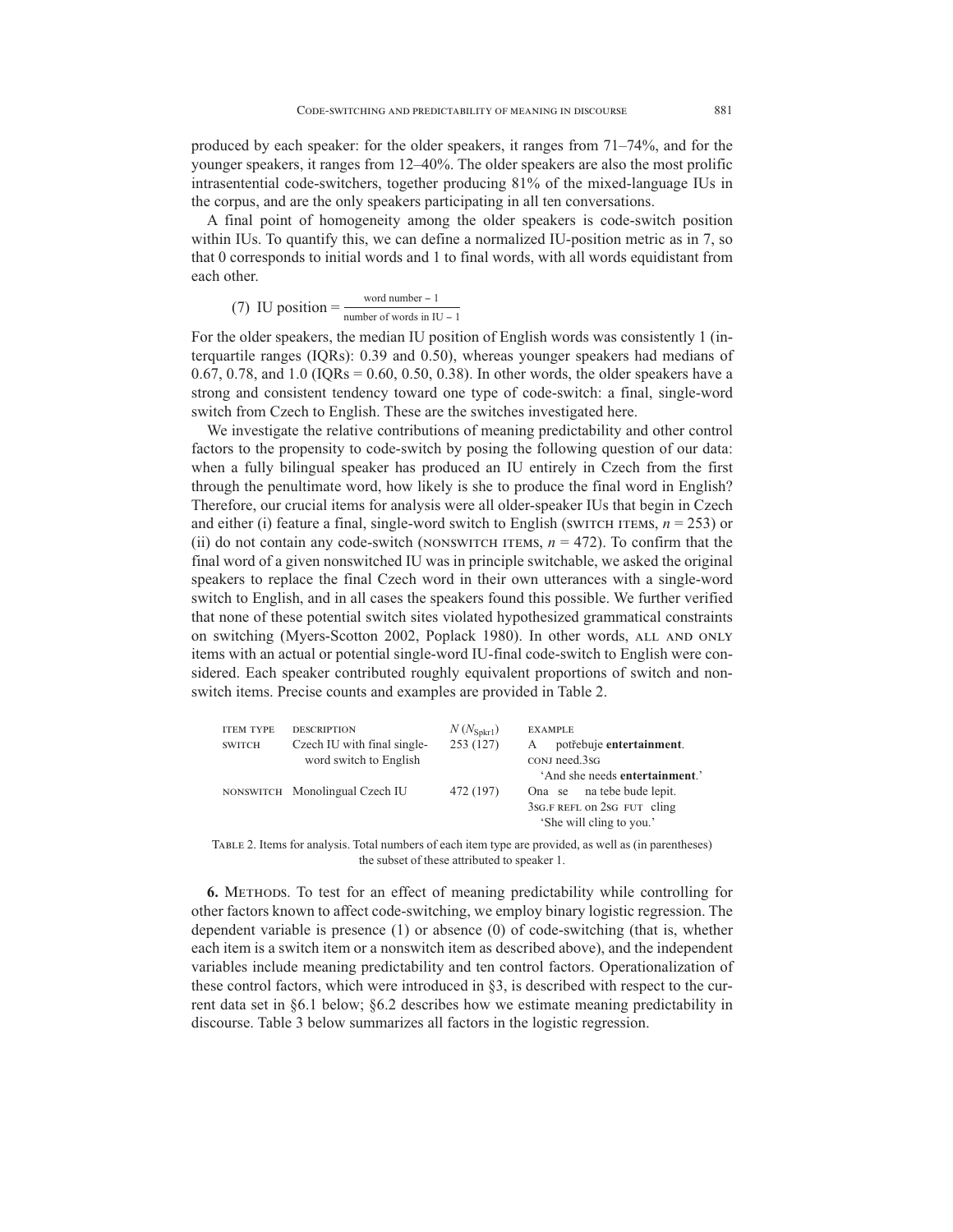produced by each speaker: for the older speakers, it ranges from 71–74%, and for the younger speakers, it ranges from 12–40%. The older speakers are also the most prolific intrasentential code-switchers, together producing 81% of the mixed-language IUs in the corpus, and are the only speakers participating in all ten conversations.

A final point of homogeneity among the older speakers is code-switch position within IUs. To quantify this, we can define a normalized IU-position metric as in 7, so that 0 corresponds to initial words and 1 to final words, with all words equidistant from each other.

(7) $\text{IU position} = \frac{\text{word number} - 1}{\text{number of words in IU} - 1}$

For the older speakers, the median IU position of English words was consistently 1 (interquartile ranges (IQRs): 0.39 and 0.50), whereas younger speakers had medians of 0.67, 0.78, and 1.0 (IQRs = 0.60, 0.50, 0.38). In other words, the older speakers have a strong and consistent tendency toward one type of code-switch: a final, single-word switch from Czech to English. These are the switches investigated here.

We investigate the relative contributions of meaning predictability and other control factors to the propensity to code-switch by posing the following question of our data: when a fully bilingual speaker has produced an IU entirely in Czech from the first through the penultimate word, how likely is she to produce the final word in English? Therefore, our crucial items for analysis were all older-speaker IUs that begin in Czech and either (i) feature a final, single-word switch to English (SWITCH ITEMS, $n = 253$) or (ii) do not contain any code-switch (NONSWITCH ITEMS, $n = 472$). To confirm that the final word of a given nonswitched IU was in principle switchable, we asked the original speakers to replace the final Czech word in their own utterances with a single-word switch to English, and in all cases the speakers found this possible. We further verified that none of these potential switch sites violated hypothesized grammatical constraints on switching (Myers-Scotton 2002, Poplack 1980). In other words, ALL AND ONLY items with an actual or potential single-word IU-final code-switch to English were considered. Each speaker contributed roughly equivalent proportions of switch and nonswitch items. Precise counts and examples are provided in Table 2.

| ITEM TYPE | DESCRIPTION | $N$ ($N_{\text{Spkr1}}$) | EXAMPLE |
|---|---|---|---|
| SWITCH | Czech IU with final single-word switch to English | 253 (127) | A potřebuje **entertainment**.<br>CONJ need.3SG<br>'And she needs **entertainment**.' |
| NONSWITCH | Monolingual Czech IU | 472 (197) | Ona se na tebe bude lepit.<br>3SG.F REFL on 2SG FUT cling<br>'She will cling to you.' |

TABLE 2. Items for analysis. Total numbers of each item type are provided, as well as (in parentheses) the subset of these attributed to speaker 1.

**6. METHODS.** To test for an effect of meaning predictability while controlling for other factors known to affect code-switching, we employ binary logistic regression. The dependent variable is presence (1) or absence (0) of code-switching (that is, whether each item is a switch item or a nonswitch item as described above), and the independent variables include meaning predictability and ten control factors. Operationalization of these control factors, which were introduced in §3, is described with respect to the current data set in §6.1 below; §6.2 describes how we estimate meaning predictability in discourse. Table 3 below summarizes all factors in the logistic regression.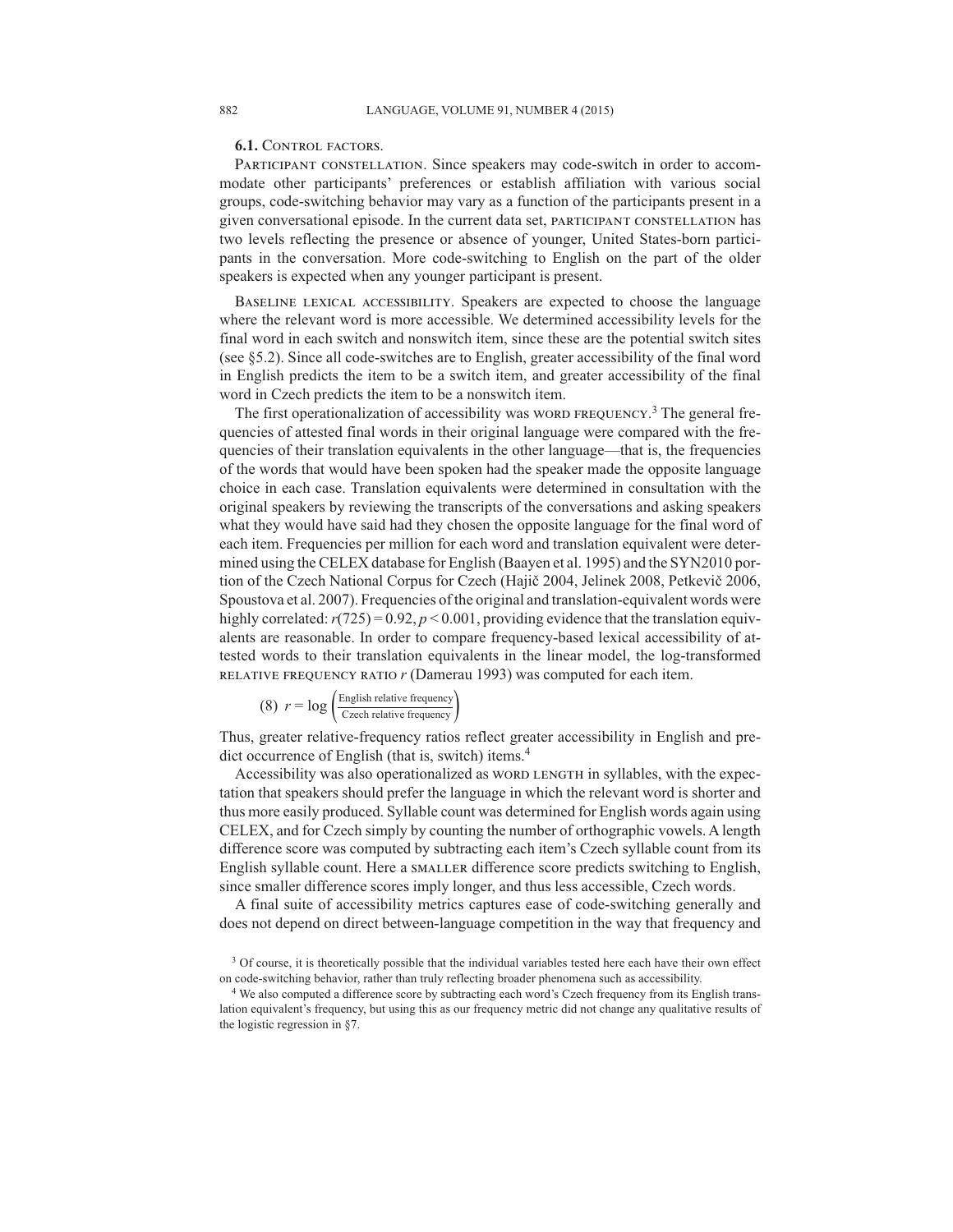### 6.1. Control factors.

Participant constellation. Since speakers may code-switch in order to accommodate other participants' preferences or establish affiliation with various social groups, code-switching behavior may vary as a function of the participants present in a given conversational episode. In the current data set, participant constellation has two levels reflecting the presence or absence of younger, United States-born participants in the conversation. More code-switching to English on the part of the older speakers is expected when any younger participant is present.

Baseline lexical accessibility. Speakers are expected to choose the language where the relevant word is more accessible. We determined accessibility levels for the final word in each switch and nonswitch item, since these are the potential switch sites (see §5.2). Since all code-switches are to English, greater accessibility of the final word in English predicts the item to be a switch item, and greater accessibility of the final word in Czech predicts the item to be a nonswitch item.

The first operationalization of accessibility was word frequency.[3] The general frequencies of attested final words in their original language were compared with the frequencies of their translation equivalents in the other language—that is, the frequencies of the words that would have been spoken had the speaker made the opposite language choice in each case. Translation equivalents were determined in consultation with the original speakers by reviewing the transcripts of the conversations and asking speakers what they would have said had they chosen the opposite language for the final word of each item. Frequencies per million for each word and translation equivalent were determined using the CELEX database for English (Baayen et al. 1995) and the SYN2010 portion of the Czech National Corpus for Czech (Hajič 2004, Jelinek 2008, Petkevič 2006, Spoustova et al. 2007). Frequencies of the original and translation-equivalent words were highly correlated: $r(725) = 0.92$, $p < 0.001$, providing evidence that the translation equivalents are reasonable. In order to compare frequency-based lexical accessibility of attested words to their translation equivalents in the linear model, the log-transformed relative frequency ratio $r$ (Damerau 1993) was computed for each item.

(8) $r = \log \left( \frac{\text{English relative frequency}}{\text{Czech relative frequency}} \right)$

Thus, greater relative-frequency ratios reflect greater accessibility in English and predict occurrence of English (that is, switch) items.[4]

Accessibility was also operationalized as word length in syllables, with the expectation that speakers should prefer the language in which the relevant word is shorter and thus more easily produced. Syllable count was determined for English words again using CELEX, and for Czech simply by counting the number of orthographic vowels. A length difference score was computed by subtracting each item's Czech syllable count from its English syllable count. Here a smaller difference score predicts switching to English, since smaller difference scores imply longer, and thus less accessible, Czech words.

A final suite of accessibility metrics captures ease of code-switching generally and does not depend on direct between-language competition in the way that frequency and

[3] Of course, it is theoretically possible that the individual variables tested here each have their own effect on code-switching behavior, rather than truly reflecting broader phenomena such as accessibility.

[4] We also computed a difference score by subtracting each word's Czech frequency from its English translation equivalent's frequency, but using this as our frequency metric did not change any qualitative results of the logistic regression in §7.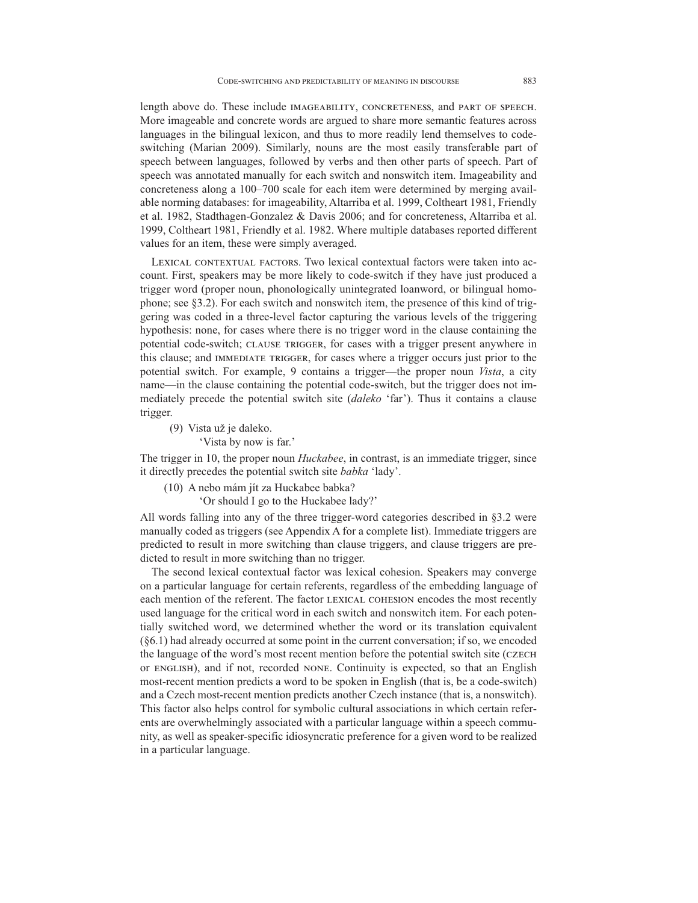length above do. These include IMAGEABILITY, CONCRETENESS, and PART OF SPEECH. More imageable and concrete words are argued to share more semantic features across languages in the bilingual lexicon, and thus to more readily lend themselves to code-switching (Marian 2009). Similarly, nouns are the most easily transferable part of speech between languages, followed by verbs and then other parts of speech. Part of speech was annotated manually for each switch and nonswitch item. Imageability and concreteness along a 100–700 scale for each item were determined by merging available norming databases: for imageability, Altarriba et al. 1999, Coltheart 1981, Friendly et al. 1982, Stadthagen-Gonzalez & Davis 2006; and for concreteness, Altarriba et al. 1999, Coltheart 1981, Friendly et al. 1982. Where multiple databases reported different values for an item, these were simply averaged.

LEXICAL CONTEXTUAL FACTORS. Two lexical contextual factors were taken into account. First, speakers may be more likely to code-switch if they have just produced a trigger word (proper noun, phonologically unintegrated loanword, or bilingual homophone; see §3.2). For each switch and nonswitch item, the presence of this kind of triggering was coded in a three-level factor capturing the various levels of the triggering hypothesis: none, for cases where there is no trigger word in the clause containing the potential code-switch; CLAUSE TRIGGER, for cases with a trigger present anywhere in this clause; and IMMEDIATE TRIGGER, for cases where a trigger occurs just prior to the potential switch. For example, 9 contains a trigger—the proper noun *Vista*, a city name—in the clause containing the potential code-switch, but the trigger does not immediately precede the potential switch site (*daleko* 'far'). Thus it contains a clause trigger.

(9) Vista už je daleko.
'Vista by now is far.'

The trigger in 10, the proper noun *Huckabee*, in contrast, is an immediate trigger, since it directly precedes the potential switch site *babka* 'lady'.

(10) A nebo mám jít za Huckabee babka?
'Or should I go to the Huckabee lady?'

All words falling into any of the three trigger-word categories described in §3.2 were manually coded as triggers (see Appendix A for a complete list). Immediate triggers are predicted to result in more switching than clause triggers, and clause triggers are predicted to result in more switching than no trigger.

The second lexical contextual factor was lexical cohesion. Speakers may converge on a particular language for certain referents, regardless of the embedding language of each mention of the referent. The factor LEXICAL COHESION encodes the most recently used language for the critical word in each switch and nonswitch item. For each potentially switched word, we determined whether the word or its translation equivalent (§6.1) had already occurred at some point in the current conversation; if so, we encoded the language of the word's most recent mention before the potential switch site (CZECH or ENGLISH), and if not, recorded NONE. Continuity is expected, so that an English most-recent mention predicts a word to be spoken in English (that is, be a code-switch) and a Czech most-recent mention predicts another Czech instance (that is, a nonswitch). This factor also helps control for symbolic cultural associations in which certain referents are overwhelmingly associated with a particular language within a speech community, as well as speaker-specific idiosyncratic preference for a given word to be realized in a particular language.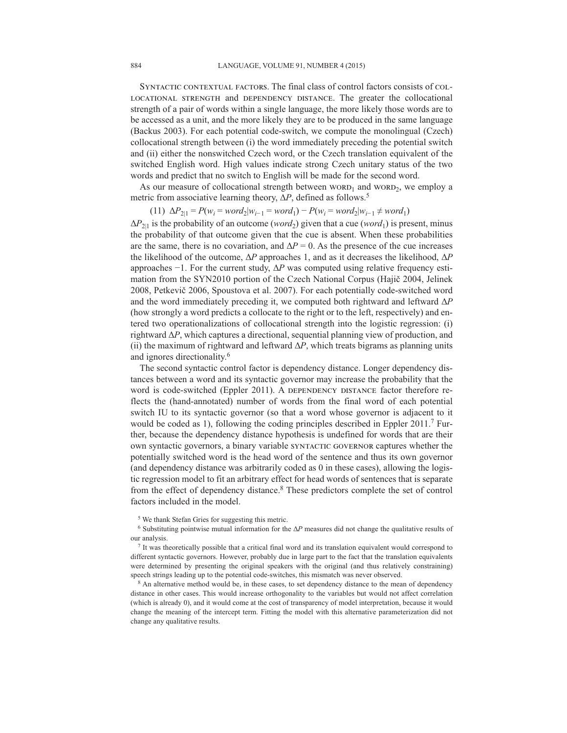Syntactic contextual factors. The final class of control factors consists of collocational strength and dependency distance. The greater the collocational strength of a pair of words within a single language, the more likely those words are to be accessed as a unit, and the more likely they are to be produced in the same language (Backus 2003). For each potential code-switch, we compute the monolingual (Czech) collocational strength between (i) the word immediately preceding the potential switch and (ii) either the nonswitched Czech word, or the Czech translation equivalent of the switched English word. High values indicate strong Czech unitary status of the two words and predict that no switch to English will be made for the second word.

As our measure of collocational strength between $\text{WORD}_1$ and $\text{WORD}_2$, we employ a metric from associative learning theory, $\Delta P$, defined as follows.[5]

(11) $\Delta P_{2|1} = P(w_i = word_2 | w_{i-1} = word_1) - P(w_i = word_2 | w_{i-1} \neq word_1)$

$\Delta P_{2|1}$ is the probability of an outcome ($word_2$) given that a cue ($word_1$) is present, minus the probability of that outcome given that the cue is absent. When these probabilities are the same, there is no covariation, and $\Delta P = 0$. As the presence of the cue increases the likelihood of the outcome, $\Delta P$ approaches 1, and as it decreases the likelihood, $\Delta P$ approaches −1. For the current study, $\Delta P$ was computed using relative frequency estimation from the SYN2010 portion of the Czech National Corpus (Hajič 2004, Jelinek 2008, Petkevič 2006, Spoustova et al. 2007). For each potentially code-switched word and the word immediately preceding it, we computed both rightward and leftward $\Delta P$ (how strongly a word predicts a collocate to the right or to the left, respectively) and entered two operationalizations of collocational strength into the logistic regression: (i) rightward $\Delta P$, which captures a directional, sequential planning view of production, and (ii) the maximum of rightward and leftward $\Delta P$, which treats bigrams as planning units and ignores directionality.[6]

The second syntactic control factor is dependency distance. Longer dependency distances between a word and its syntactic governor may increase the probability that the word is code-switched (Eppler 2011). A dependency distance factor therefore reflects the (hand-annotated) number of words from the final word of each potential switch IU to its syntactic governor (so that a word whose governor is adjacent to it would be coded as 1), following the coding principles described in Eppler 2011.[7] Further, because the dependency distance hypothesis is undefined for words that are their own syntactic governors, a binary variable syntactic governor captures whether the potentially switched word is the head word of the sentence and thus its own governor (and dependency distance was arbitrarily coded as 0 in these cases), allowing the logistic regression model to fit an arbitrary effect for head words of sentences that is separate from the effect of dependency distance.[8] These predictors complete the set of control factors included in the model.

[5] We thank Stefan Gries for suggesting this metric.

[6] Substituting pointwise mutual information for the $\Delta P$ measures did not change the qualitative results of our analysis.

[7] It was theoretically possible that a critical final word and its translation equivalent would correspond to different syntactic governors. However, probably due in large part to the fact that the translation equivalents were determined by presenting the original speakers with the original (and thus relatively constraining) speech strings leading up to the potential code-switches, this mismatch was never observed.

[8] An alternative method would be, in these cases, to set dependency distance to the mean of dependency distance in other cases. This would increase orthogonality to the variables but would not affect correlation (which is already 0), and it would come at the cost of transparency of model interpretation, because it would change the meaning of the intercept term. Fitting the model with this alternative parameterization did not change any qualitative results.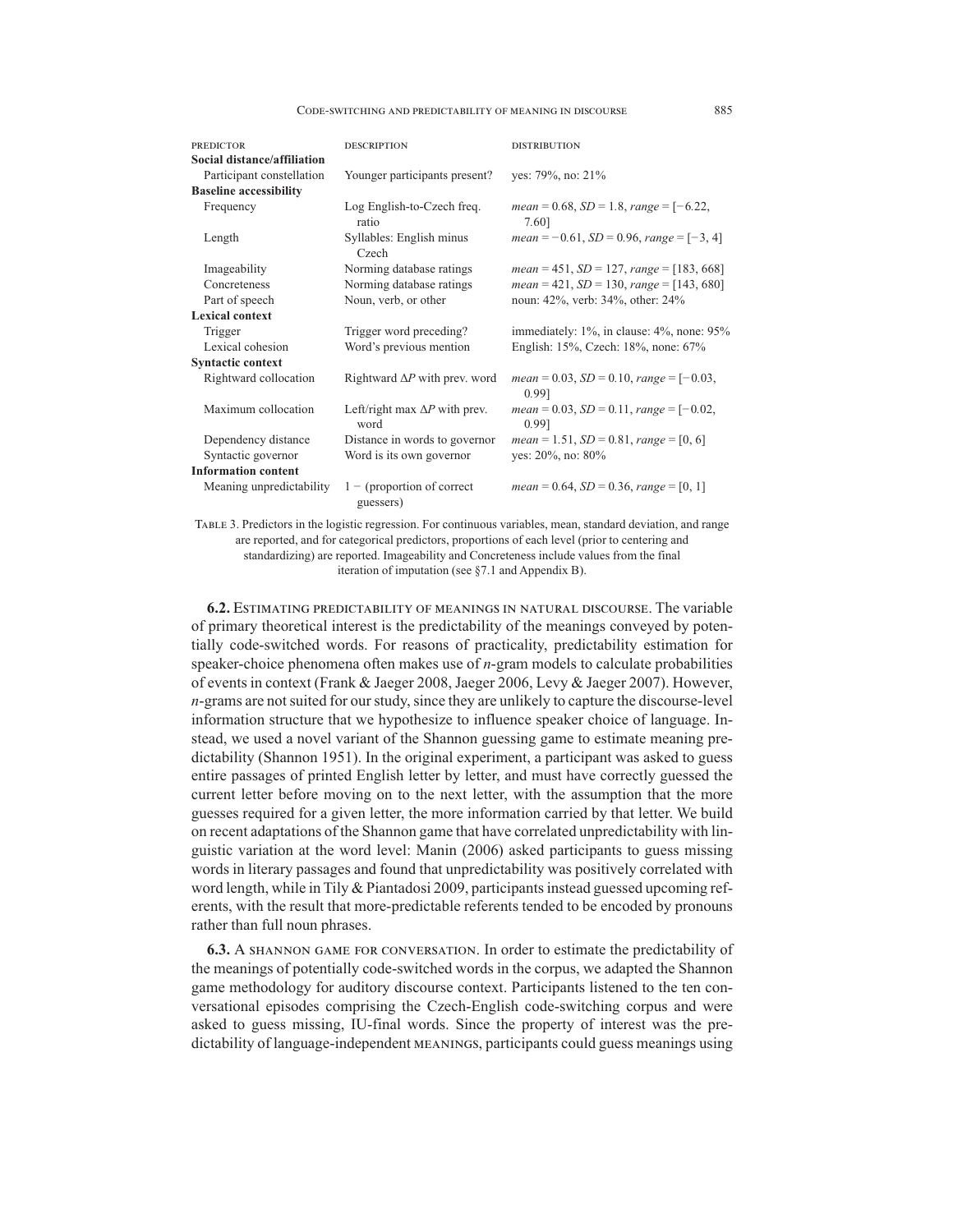| PREDICTOR | DESCRIPTION | DISTRIBUTION |
|---|---|---|
| **Social distance/affiliation** | | |
| Participant constellation | Younger participants present? | yes: 79%, no: 21% |
| **Baseline accessibility** | | |
| Frequency | Log English-to-Czech freq. ratio | *mean* = 0.68, *SD* = 1.8, *range* = [−6.22, 7.60] |
| Length | Syllables: English minus Czech | *mean* = −0.61, *SD* = 0.96, *range* = [−3, 4] |
| Imageability | Norming database ratings | *mean* = 451, *SD* = 127, *range* = [183, 668] |
| Concreteness | Norming database ratings | *mean* = 421, *SD* = 130, *range* = [143, 680] |
| Part of speech | Noun, verb, or other | noun: 42%, verb: 34%, other: 24% |
| **Lexical context** | | |
| Trigger | Trigger word preceding? | immediately: 1%, in clause: 4%, none: 95% |
| Lexical cohesion | Word's previous mention | English: 15%, Czech: 18%, none: 67% |
| **Syntactic context** | | |
| Rightward collocation | Rightward $\Delta P$ with prev. word | *mean* = 0.03, *SD* = 0.10, *range* = [−0.03, 0.99] |
| Maximum collocation | Left/right max $\Delta P$ with prev. word | *mean* = 0.03, *SD* = 0.11, *range* = [−0.02, 0.99] |
| Dependency distance | Distance in words to governor | *mean* = 1.51, *SD* = 0.81, *range* = [0, 6] |
| Syntactic governor | Word is its own governor | yes: 20%, no: 80% |
| **Information content** | | |
| Meaning unpredictability | 1 − (proportion of correct guessers) | *mean* = 0.64, *SD* = 0.36, *range* = [0, 1] |

TABLE 3. Predictors in the logistic regression. For continuous variables, mean, standard deviation, and range are reported, and for categorical predictors, proportions of each level (prior to centering and standardizing) are reported. Imageability and Concreteness include values from the final iteration of imputation (see §7.1 and Appendix B).

**6.2.** ESTIMATING PREDICTABILITY OF MEANINGS IN NATURAL DISCOURSE. The variable of primary theoretical interest is the predictability of the meanings conveyed by potentially code-switched words. For reasons of practicality, predictability estimation for speaker-choice phenomena often makes use of *n*-gram models to calculate probabilities of events in context (Frank & Jaeger 2008, Jaeger 2006, Levy & Jaeger 2007). However, *n*-grams are not suited for our study, since they are unlikely to capture the discourse-level information structure that we hypothesize to influence speaker choice of language. Instead, we used a novel variant of the Shannon guessing game to estimate meaning predictability (Shannon 1951). In the original experiment, a participant was asked to guess entire passages of printed English letter by letter, and must have correctly guessed the current letter before moving on to the next letter, with the assumption that the more guesses required for a given letter, the more information carried by that letter. We build on recent adaptations of the Shannon game that have correlated unpredictability with linguistic variation at the word level: Manin (2006) asked participants to guess missing words in literary passages and found that unpredictability was positively correlated with word length, while in Tily & Piantadosi 2009, participants instead guessed upcoming referents, with the result that more-predictable referents tended to be encoded by pronouns rather than full noun phrases.

**6.3.** A SHANNON GAME FOR CONVERSATION. In order to estimate the predictability of the meanings of potentially code-switched words in the corpus, we adapted the Shannon game methodology for auditory discourse context. Participants listened to the ten conversational episodes comprising the Czech-English code-switching corpus and were asked to guess missing, IU-final words. Since the property of interest was the predictability of language-independent MEANINGS, participants could guess meanings using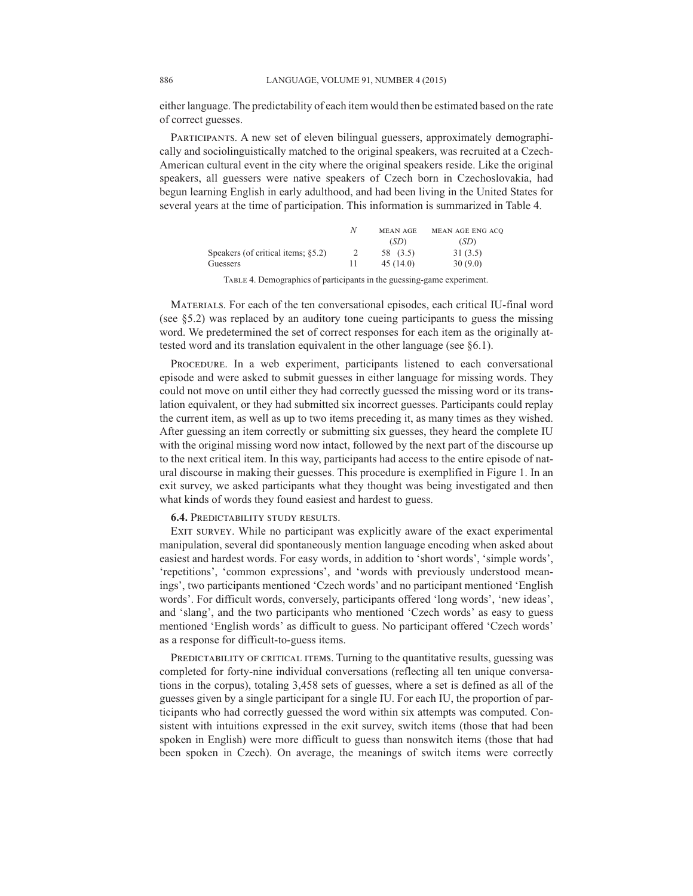either language. The predictability of each item would then be estimated based on the rate of correct guesses.

Participants. A new set of eleven bilingual guessers, approximately demographically and sociolinguistically matched to the original speakers, was recruited at a Czech-American cultural event in the city where the original speakers reside. Like the original speakers, all guessers were native speakers of Czech born in Czechoslovakia, had begun learning English in early adulthood, and had been living in the United States for several years at the time of participation. This information is summarized in Table 4.

| | *N* | MEAN AGE (*SD*) | MEAN AGE ENG ACQ (*SD*) |
|---|---|---|---|
| Speakers (of critical items; §5.2) | 2 | 58 (3.5) | 31 (3.5) |
| Guessers | 11 | 45 (14.0) | 30 (9.0) |

Table 4. Demographics of participants in the guessing-game experiment.

Materials. For each of the ten conversational episodes, each critical IU-final word (see §5.2) was replaced by an auditory tone cueing participants to guess the missing word. We predetermined the set of correct responses for each item as the originally attested word and its translation equivalent in the other language (see §6.1).

Procedure. In a web experiment, participants listened to each conversational episode and were asked to submit guesses in either language for missing words. They could not move on until either they had correctly guessed the missing word or its translation equivalent, or they had submitted six incorrect guesses. Participants could replay the current item, as well as up to two items preceding it, as many times as they wished. After guessing an item correctly or submitting six guesses, they heard the complete IU with the original missing word now intact, followed by the next part of the discourse up to the next critical item. In this way, participants had access to the entire episode of natural discourse in making their guesses. This procedure is exemplified in Figure 1. In an exit survey, we asked participants what they thought was being investigated and then what kinds of words they found easiest and hardest to guess.

**6.4. Predictability study results.**

Exit survey. While no participant was explicitly aware of the exact experimental manipulation, several did spontaneously mention language encoding when asked about easiest and hardest words. For easy words, in addition to 'short words', 'simple words', 'repetitions', 'common expressions', and 'words with previously understood meanings', two participants mentioned 'Czech words' and no participant mentioned 'English words'. For difficult words, conversely, participants offered 'long words', 'new ideas', and 'slang', and the two participants who mentioned 'Czech words' as easy to guess mentioned 'English words' as difficult to guess. No participant offered 'Czech words' as a response for difficult-to-guess items.

Predictability of critical items. Turning to the quantitative results, guessing was completed for forty-nine individual conversations (reflecting all ten unique conversations in the corpus), totaling 3,458 sets of guesses, where a set is defined as all of the guesses given by a single participant for a single IU. For each IU, the proportion of participants who had correctly guessed the word within six attempts was computed. Consistent with intuitions expressed in the exit survey, switch items (those that had been spoken in English) were more difficult to guess than nonswitch items (those that had been spoken in Czech). On average, the meanings of switch items were correctly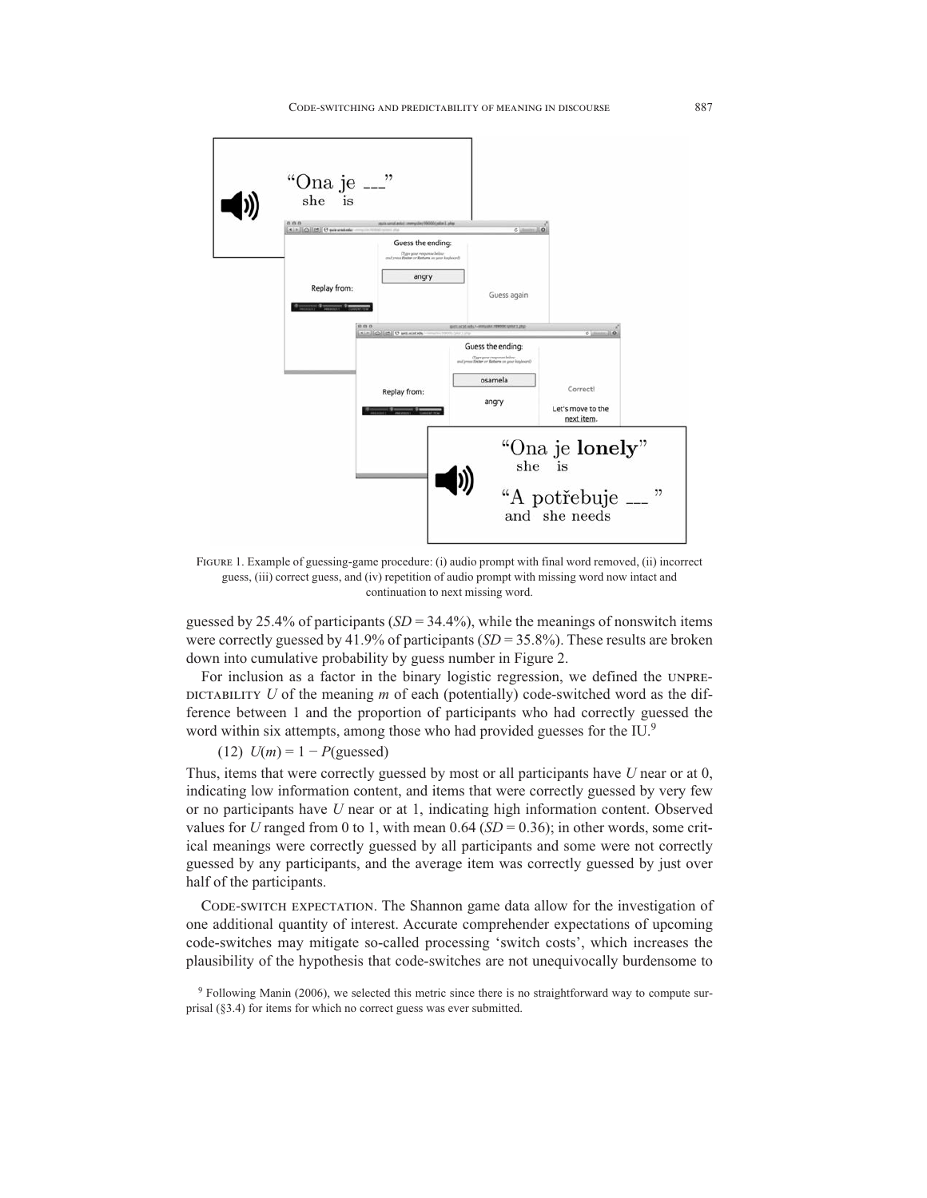FIGURE 1. Example of guessing-game procedure: (i) audio prompt with final word removed, (ii) incorrect guess, (iii) correct guess, and (iv) repetition of audio prompt with missing word now intact and continuation to next missing word.

guessed by 25.4% of participants ($SD$ = 34.4%), while the meanings of nonswitch items were correctly guessed by 41.9% of participants ($SD$ = 35.8%). These results are broken down into cumulative probability by guess number in Figure 2.

For inclusion as a factor in the binary logistic regression, we defined the UNPREDICTABILITY $U$ of the meaning $m$ of each (potentially) code-switched word as the difference between 1 and the proportion of participants who had correctly guessed the word within six attempts, among those who had provided guesses for the IU.[9]

(12) $U(m) = 1 - P(\text{guessed})$

Thus, items that were correctly guessed by most or all participants have $U$ near or at 0, indicating low information content, and items that were correctly guessed by very few or no participants have $U$ near or at 1, indicating high information content. Observed values for $U$ ranged from 0 to 1, with mean 0.64 ($SD$ = 0.36); in other words, some critical meanings were correctly guessed by all participants and some were not correctly guessed by any participants, and the average item was correctly guessed by just over half of the participants.

CODE-SWITCH EXPECTATION. The Shannon game data allow for the investigation of one additional quantity of interest. Accurate comprehender expectations of upcoming code-switches may mitigate so-called processing 'switch costs', which increases the plausibility of the hypothesis that code-switches are not unequivocally burdensome to

[9] Following Manin (2006), we selected this metric since there is no straightforward way to compute surprisal (§3.4) for items for which no correct guess was ever submitted.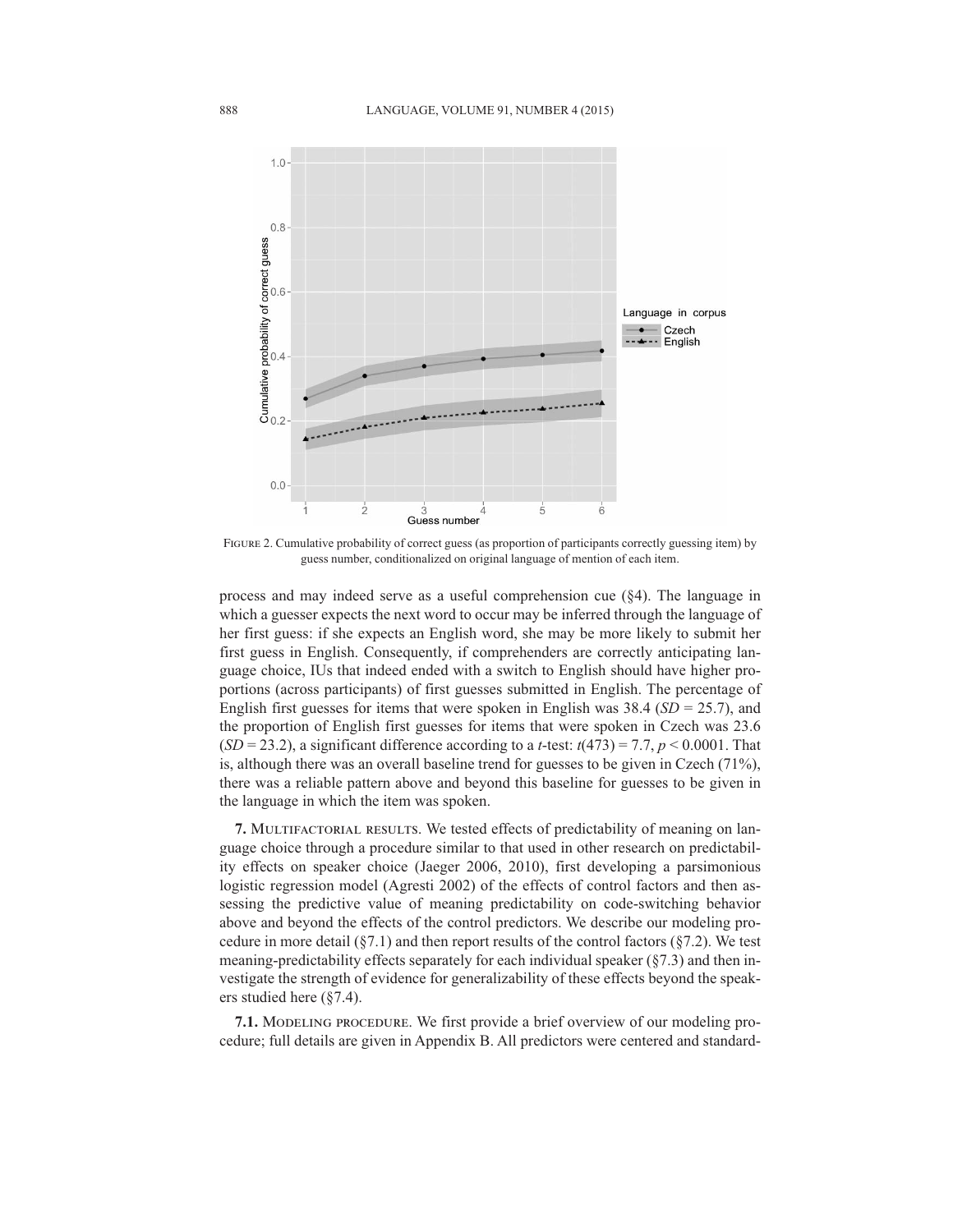FIGURE 2. Cumulative probability of correct guess (as proportion of participants correctly guessing item) by guess number, conditionalized on original language of mention of each item.

process and may indeed serve as a useful comprehension cue (§4). The language in which a guesser expects the next word to occur may be inferred through the language of her first guess: if she expects an English word, she may be more likely to submit her first guess in English. Consequently, if comprehenders are correctly anticipating language choice, IUs that indeed ended with a switch to English should have higher proportions (across participants) of first guesses submitted in English. The percentage of English first guesses for items that were spoken in English was 38.4 (*SD* = 25.7), and the proportion of English first guesses for items that were spoken in Czech was 23.6 (*SD* = 23.2), a significant difference according to a *t*-test: $t(473) = 7.7$, $p < 0.0001$. That is, although there was an overall baseline trend for guesses to be given in Czech (71%), there was a reliable pattern above and beyond this baseline for guesses to be given in the language in which the item was spoken.

## 7. Multifactorial results.

We tested effects of predictability of meaning on language choice through a procedure similar to that used in other research on predictability effects on speaker choice (Jaeger 2006, 2010), first developing a parsimonious logistic regression model (Agresti 2002) of the effects of control factors and then assessing the predictive value of meaning predictability on code-switching behavior above and beyond the effects of the control predictors. We describe our modeling procedure in more detail (§7.1) and then report results of the control factors (§7.2). We test meaning-predictability effects separately for each individual speaker (§7.3) and then investigate the strength of evidence for generalizability of these effects beyond the speakers studied here (§7.4).

### 7.1. Modeling procedure.

We first provide a brief overview of our modeling procedure; full details are given in Appendix B. All predictors were centered and standard-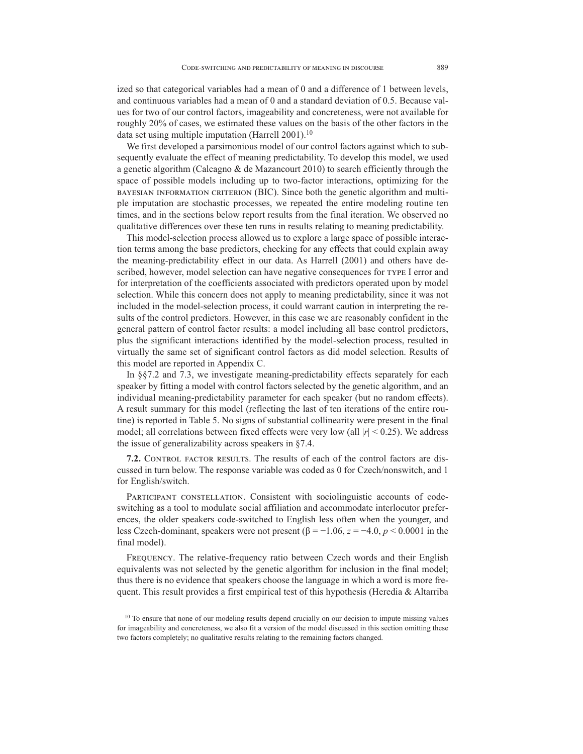ized so that categorical variables had a mean of 0 and a difference of 1 between levels, and continuous variables had a mean of 0 and a standard deviation of 0.5. Because values for two of our control factors, imageability and concreteness, were not available for roughly 20% of cases, we estimated these values on the basis of the other factors in the data set using multiple imputation (Harrell 2001).[10]

We first developed a parsimonious model of our control factors against which to subsequently evaluate the effect of meaning predictability. To develop this model, we used a genetic algorithm (Calcagno & de Mazancourt 2010) to search efficiently through the space of possible models including up to two-factor interactions, optimizing for the BAYESIAN INFORMATION CRITERION (BIC). Since both the genetic algorithm and multiple imputation are stochastic processes, we repeated the entire modeling routine ten times, and in the sections below report results from the final iteration. We observed no qualitative differences over these ten runs in results relating to meaning predictability.

This model-selection process allowed us to explore a large space of possible interaction terms among the base predictors, checking for any effects that could explain away the meaning-predictability effect in our data. As Harrell (2001) and others have described, however, model selection can have negative consequences for TYPE I error and for interpretation of the coefficients associated with predictors operated upon by model selection. While this concern does not apply to meaning predictability, since it was not included in the model-selection process, it could warrant caution in interpreting the results of the control predictors. However, in this case we are reasonably confident in the general pattern of control factor results: a model including all base control predictors, plus the significant interactions identified by the model-selection process, resulted in virtually the same set of significant control factors as did model selection. Results of this model are reported in Appendix C.

In §§7.2 and 7.3, we investigate meaning-predictability effects separately for each speaker by fitting a model with control factors selected by the genetic algorithm, and an individual meaning-predictability parameter for each speaker (but no random effects). A result summary for this model (reflecting the last of ten iterations of the entire routine) is reported in Table 5. No signs of substantial collinearity were present in the final model; all correlations between fixed effects were very low (all $|r| < 0.25$). We address the issue of generalizability across speakers in §7.4.

**7.2.** CONTROL FACTOR RESULTS. The results of each of the control factors are discussed in turn below. The response variable was coded as 0 for Czech/nonswitch, and 1 for English/switch.

PARTICIPANT CONSTELLATION. Consistent with sociolinguistic accounts of code-switching as a tool to modulate social affiliation and accommodate interlocutor preferences, the older speakers code-switched to English less often when the younger, and less Czech-dominant, speakers were not present ($\beta = -1.06$, $z = -4.0$, $p < 0.0001$ in the final model).

FREQUENCY. The relative-frequency ratio between Czech words and their English equivalents was not selected by the genetic algorithm for inclusion in the final model; thus there is no evidence that speakers choose the language in which a word is more frequent. This result provides a first empirical test of this hypothesis (Heredia & Altarriba

[10] To ensure that none of our modeling results depend crucially on our decision to impute missing values for imageability and concreteness, we also fit a version of the model discussed in this section omitting these two factors completely; no qualitative results relating to the remaining factors changed.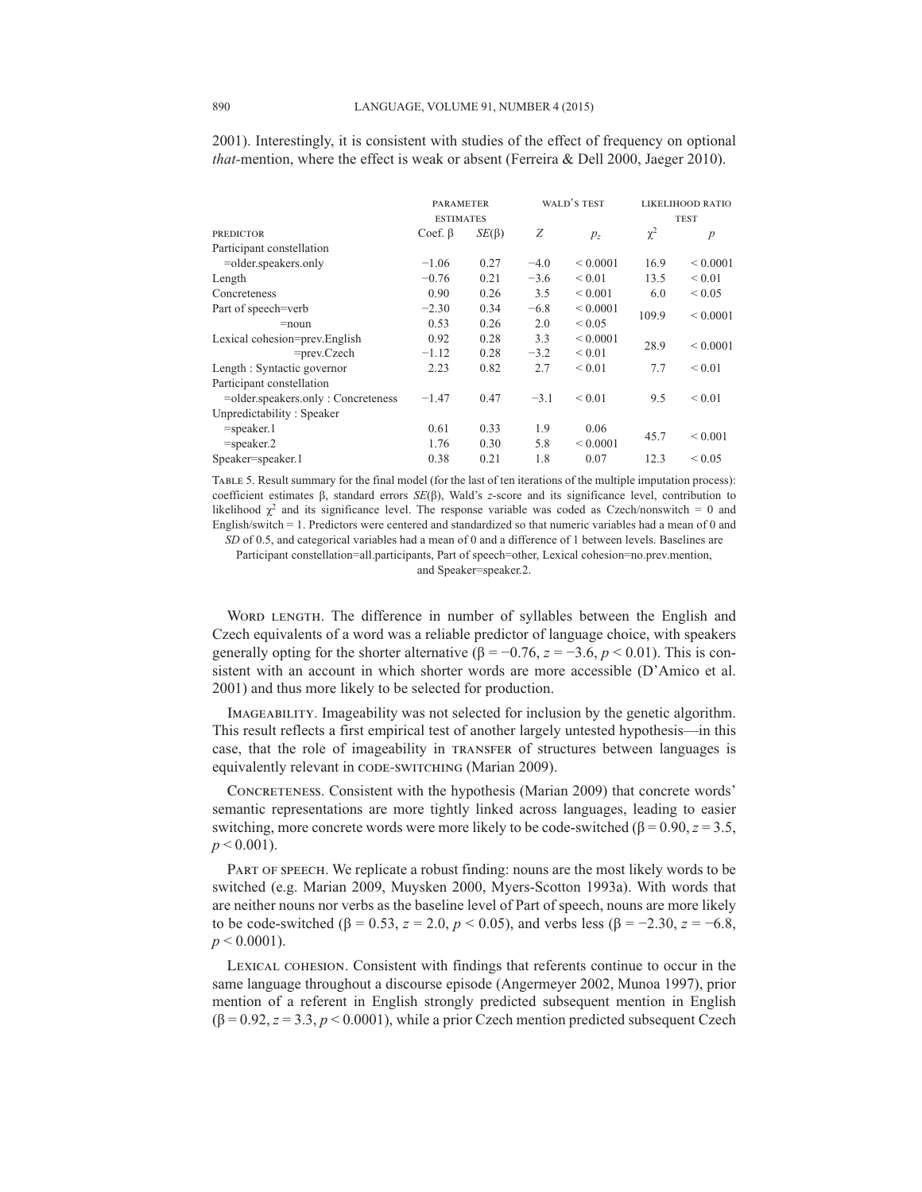2001). Interestingly, it is consistent with studies of the effect of frequency on optional *that*-mention, where the effect is weak or absent (Ferreira & Dell 2000, Jaeger 2010).

| | Parameter estimates | | Wald's test | | Likelihood ratio test | |
|---|---|---|---|---|---|---|
| Predictor | Coef. β | *SE*(β) | *Z* | $p_z$ | $\chi^2$ | *p* |
| Participant constellation | | | | | | |
| =older.speakers.only | −1.06 | 0.27 | −4.0 | < 0.0001 | 16.9 | < 0.0001 |
| Length | −0.76 | 0.21 | −3.6 | < 0.01 | 13.5 | < 0.01 |
| Concreteness | 0.90 | 0.26 | 3.5 | < 0.001 | 6.0 | < 0.05 |
| Part of speech=verb | −2.30 | 0.34 | −6.8 | < 0.0001 | 109.9 | < 0.0001 |
| =noun | 0.53 | 0.26 | 2.0 | < 0.05 | | |
| Lexical cohesion=prev.English | 0.92 | 0.28 | 3.3 | < 0.0001 | 28.9 | < 0.0001 |
| =prev.Czech | −1.12 | 0.28 | −3.2 | < 0.01 | | |
| Length : Syntactic governor | 2.23 | 0.82 | 2.7 | < 0.01 | 7.7 | < 0.01 |
| Participant constellation | | | | | | |
| =older.speakers.only : Concreteness | −1.47 | 0.47 | −3.1 | < 0.01 | 9.5 | < 0.01 |
| Unpredictability : Speaker | | | | | | |
| =speaker.1 | 0.61 | 0.33 | 1.9 | 0.06 | 45.7 | < 0.001 |
| =speaker.2 | 1.76 | 0.30 | 5.8 | < 0.0001 | | |
| Speaker=speaker.1 | 0.38 | 0.21 | 1.8 | 0.07 | 12.3 | < 0.05 |

Table 5. Result summary for the final model (for the last of ten iterations of the multiple imputation process): coefficient estimates β, standard errors *SE*(β), Wald's *z*-score and its significance level, contribution to likelihood $\chi^2$ and its significance level. The response variable was coded as Czech/nonswitch = 0 and English/switch = 1. Predictors were centered and standardized so that numeric variables had a mean of 0 and *SD* of 0.5, and categorical variables had a mean of 0 and a difference of 1 between levels. Baselines are Participant constellation=all.participants, Part of speech=other, Lexical cohesion=no.prev.mention, and Speaker=speaker.2.

Word length. The difference in number of syllables between the English and Czech equivalents of a word was a reliable predictor of language choice, with speakers generally opting for the shorter alternative ($\beta = -0.76$, $z = -3.6$, $p < 0.01$). This is consistent with an account in which shorter words are more accessible (D'Amico et al. 2001) and thus more likely to be selected for production.

Imageability. Imageability was not selected for inclusion by the genetic algorithm. This result reflects a first empirical test of another largely untested hypothesis—in this case, that the role of imageability in transfer of structures between languages is equivalently relevant in code-switching (Marian 2009).

Concreteness. Consistent with the hypothesis (Marian 2009) that concrete words' semantic representations are more tightly linked across languages, leading to easier switching, more concrete words were more likely to be code-switched ($\beta = 0.90$, $z = 3.5$, $p < 0.001$).

Part of speech. We replicate a robust finding: nouns are the most likely words to be switched (e.g. Marian 2009, Muysken 2000, Myers-Scotton 1993a). With words that are neither nouns nor verbs as the baseline level of Part of speech, nouns are more likely to be code-switched ($\beta = 0.53$, $z = 2.0$, $p < 0.05$), and verbs less ($\beta = -2.30$, $z = -6.8$, $p < 0.0001$).

Lexical cohesion. Consistent with findings that referents continue to occur in the same language throughout a discourse episode (Angermeyer 2002, Munoa 1997), prior mention of a referent in English strongly predicted subsequent mention in English ($\beta = 0.92$, $z = 3.3$, $p < 0.0001$), while a prior Czech mention predicted subsequent Czech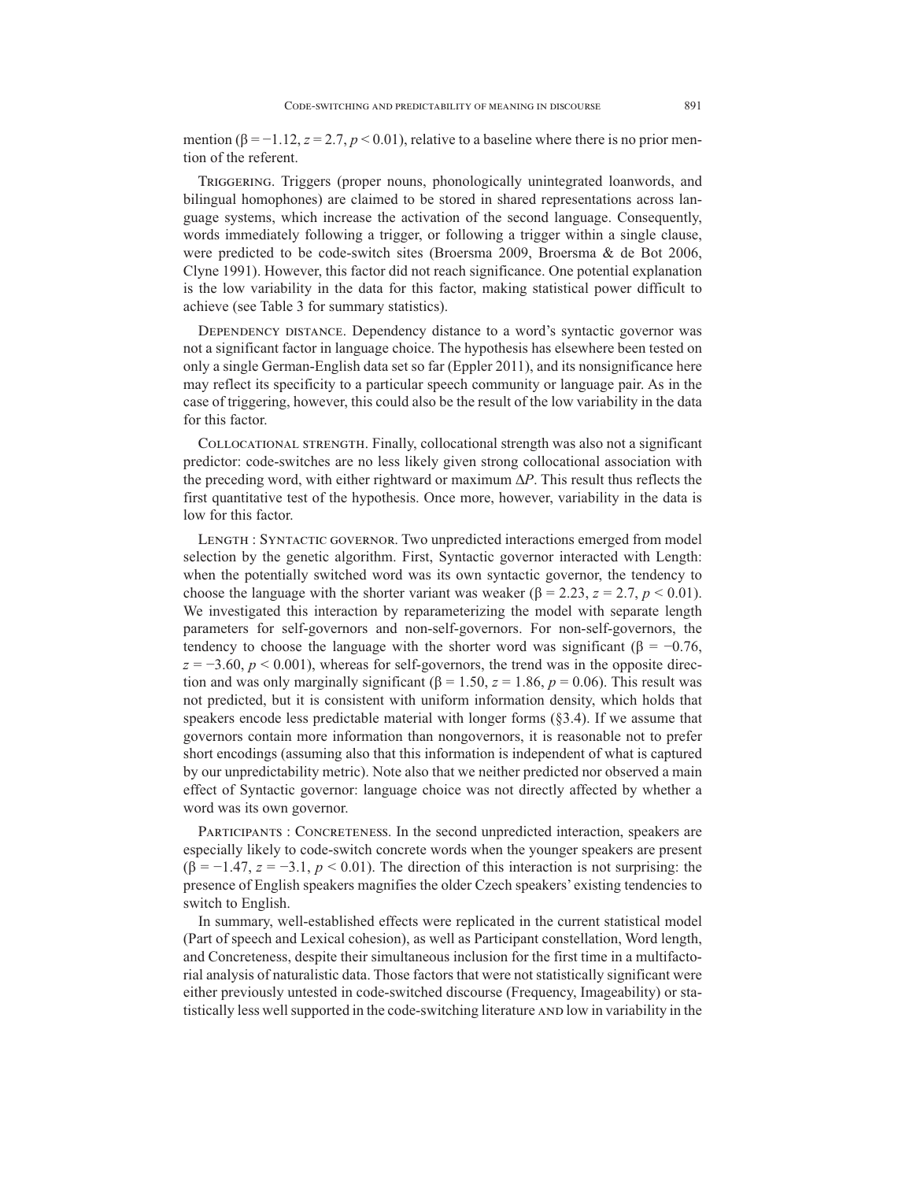mention ($\beta = -1.12$, $z = 2.7$, $p < 0.01$), relative to a baseline where there is no prior mention of the referent.

Triggering. Triggers (proper nouns, phonologically unintegrated loanwords, and bilingual homophones) are claimed to be stored in shared representations across language systems, which increase the activation of the second language. Consequently, words immediately following a trigger, or following a trigger within a single clause, were predicted to be code-switch sites (Broersma 2009, Broersma & de Bot 2006, Clyne 1991). However, this factor did not reach significance. One potential explanation is the low variability in the data for this factor, making statistical power difficult to achieve (see Table 3 for summary statistics).

Dependency distance. Dependency distance to a word's syntactic governor was not a significant factor in language choice. The hypothesis has elsewhere been tested on only a single German-English data set so far (Eppler 2011), and its nonsignificance here may reflect its specificity to a particular speech community or language pair. As in the case of triggering, however, this could also be the result of the low variability in the data for this factor.

Collocational strength. Finally, collocational strength was also not a significant predictor: code-switches are no less likely given strong collocational association with the preceding word, with either rightward or maximum $\Delta P$. This result thus reflects the first quantitative test of the hypothesis. Once more, however, variability in the data is low for this factor.

Length : Syntactic governor. Two unpredicted interactions emerged from model selection by the genetic algorithm. First, Syntactic governor interacted with Length: when the potentially switched word was its own syntactic governor, the tendency to choose the language with the shorter variant was weaker ($\beta = 2.23$, $z = 2.7$, $p < 0.01$). We investigated this interaction by reparameterizing the model with separate length parameters for self-governors and non-self-governors. For non-self-governors, the tendency to choose the language with the shorter word was significant ($\beta = -0.76$, $z = -3.60$, $p < 0.001$), whereas for self-governors, the trend was in the opposite direction and was only marginally significant ($\beta = 1.50$, $z = 1.86$, $p = 0.06$). This result was not predicted, but it is consistent with uniform information density, which holds that speakers encode less predictable material with longer forms (§3.4). If we assume that governors contain more information than nongovernors, it is reasonable not to prefer short encodings (assuming also that this information is independent of what is captured by our unpredictability metric). Note also that we neither predicted nor observed a main effect of Syntactic governor: language choice was not directly affected by whether a word was its own governor.

Participants : Concreteness. In the second unpredicted interaction, speakers are especially likely to code-switch concrete words when the younger speakers are present ($\beta = -1.47$, $z = -3.1$, $p < 0.01$). The direction of this interaction is not surprising: the presence of English speakers magnifies the older Czech speakers' existing tendencies to switch to English.

In summary, well-established effects were replicated in the current statistical model (Part of speech and Lexical cohesion), as well as Participant constellation, Word length, and Concreteness, despite their simultaneous inclusion for the first time in a multifactorial analysis of naturalistic data. Those factors that were not statistically significant were either previously untested in code-switched discourse (Frequency, Imageability) or statistically less well supported in the code-switching literature and low in variability in the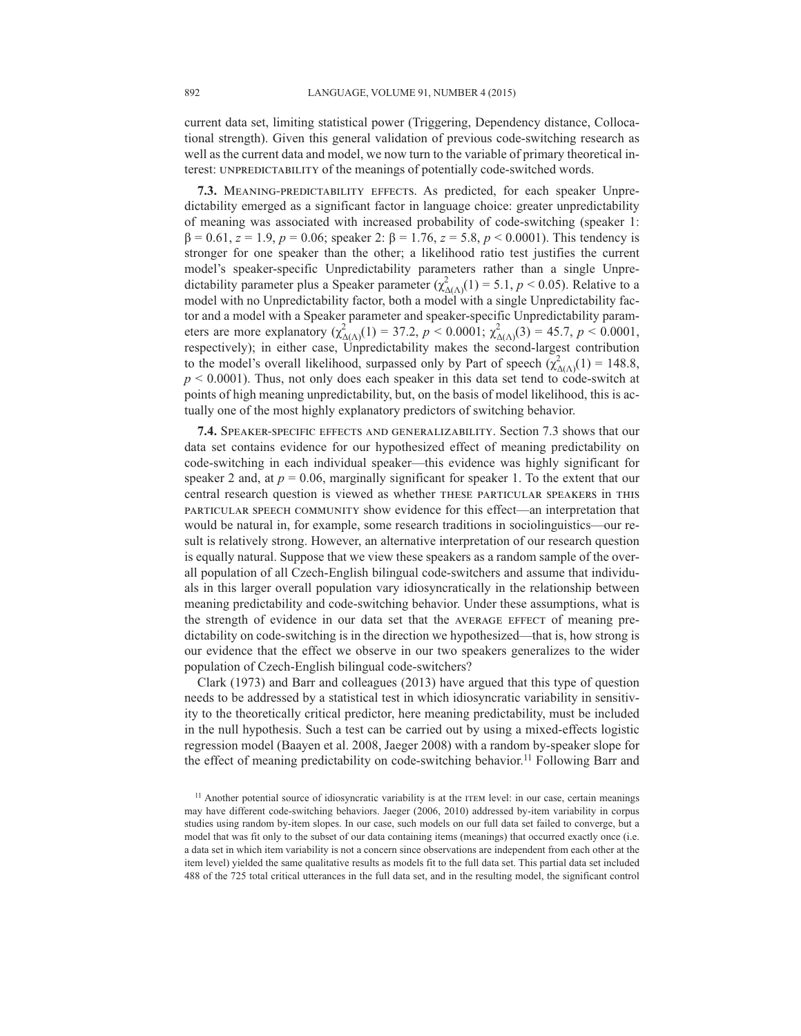current data set, limiting statistical power (Triggering, Dependency distance, Collocational strength). Given this general validation of previous code-switching research as well as the current data and model, we now turn to the variable of primary theoretical interest: UNPREDICTABILITY of the meanings of potentially code-switched words.

**7.3.** MEANING-PREDICTABILITY EFFECTS. As predicted, for each speaker Unpredictability emerged as a significant factor in language choice: greater unpredictability of meaning was associated with increased probability of code-switching (speaker 1: $\beta = 0.61$, $z = 1.9$, $p = 0.06$; speaker 2: $\beta = 1.76$, $z = 5.8$, $p < 0.0001$). This tendency is stronger for one speaker than the other; a likelihood ratio test justifies the current model's speaker-specific Unpredictability parameters rather than a single Unpredictability parameter plus a Speaker parameter ($\chi^2_{\Delta(\Lambda)}(1) = 5.1$, $p < 0.05$). Relative to a model with no Unpredictability factor, both a model with a single Unpredictability factor and a model with a Speaker parameter and speaker-specific Unpredictability parameters are more explanatory ($\chi^2_{\Delta(\Lambda)}(1) = 37.2$, $p < 0.0001$; $\chi^2_{\Delta(\Lambda)}(3) = 45.7$, $p < 0.0001$, respectively); in either case, Unpredictability makes the second-largest contribution to the model's overall likelihood, surpassed only by Part of speech ($\chi^2_{\Delta(\Lambda)}(1) = 148.8$, $p < 0.0001$). Thus, not only does each speaker in this data set tend to code-switch at points of high meaning unpredictability, but, on the basis of model likelihood, this is actually one of the most highly explanatory predictors of switching behavior.

**7.4.** SPEAKER-SPECIFIC EFFECTS AND GENERALIZABILITY. Section 7.3 shows that our data set contains evidence for our hypothesized effect of meaning predictability on code-switching in each individual speaker—this evidence was highly significant for speaker 2 and, at $p = 0.06$, marginally significant for speaker 1. To the extent that our central research question is viewed as whether THESE PARTICULAR SPEAKERS in THIS PARTICULAR SPEECH COMMUNITY show evidence for this effect—an interpretation that would be natural in, for example, some research traditions in sociolinguistics—our result is relatively strong. However, an alternative interpretation of our research question is equally natural. Suppose that we view these speakers as a random sample of the overall population of all Czech-English bilingual code-switchers and assume that individuals in this larger overall population vary idiosyncratically in the relationship between meaning predictability and code-switching behavior. Under these assumptions, what is the strength of evidence in our data set that the AVERAGE EFFECT of meaning predictability on code-switching is in the direction we hypothesized—that is, how strong is our evidence that the effect we observe in our two speakers generalizes to the wider population of Czech-English bilingual code-switchers?

Clark (1973) and Barr and colleagues (2013) have argued that this type of question needs to be addressed by a statistical test in which idiosyncratic variability in sensitivity to the theoretically critical predictor, here meaning predictability, must be included in the null hypothesis. Such a test can be carried out by using a mixed-effects logistic regression model (Baayen et al. 2008, Jaeger 2008) with a random by-speaker slope for the effect of meaning predictability on code-switching behavior.[11] Following Barr and

[11] Another potential source of idiosyncratic variability is at the ITEM level: in our case, certain meanings may have different code-switching behaviors. Jaeger (2006, 2010) addressed by-item variability in corpus studies using random by-item slopes. In our case, such models on our full data set failed to converge, but a model that was fit only to the subset of our data containing items (meanings) that occurred exactly once (i.e. a data set in which item variability is not a concern since observations are independent from each other at the item level) yielded the same qualitative results as models fit to the full data set. This partial data set included 488 of the 725 total critical utterances in the full data set, and in the resulting model, the significant control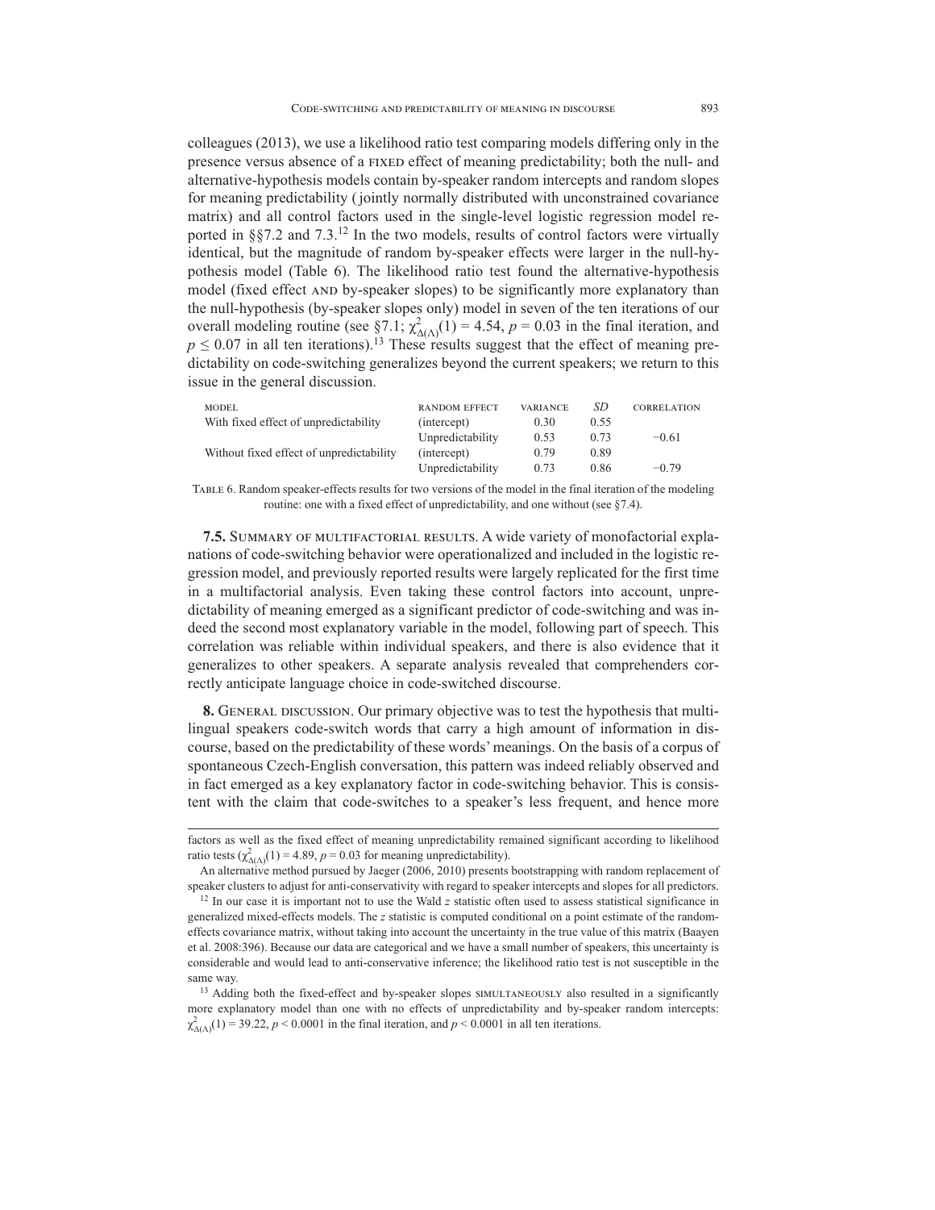colleagues (2013), we use a likelihood ratio test comparing models differing only in the presence versus absence of a FIXED effect of meaning predictability; both the null- and alternative-hypothesis models contain by-speaker random intercepts and random slopes for meaning predictability (jointly normally distributed with unconstrained covariance matrix) and all control factors used in the single-level logistic regression model reported in §§7.2 and 7.3.[12] In the two models, results of control factors were virtually identical, but the magnitude of random by-speaker effects were larger in the null-hypothesis model (Table 6). The likelihood ratio test found the alternative-hypothesis model (fixed effect AND by-speaker slopes) to be significantly more explanatory than the null-hypothesis (by-speaker slopes only) model in seven of the ten iterations of our overall modeling routine (see §7.1; $\chi^2_{\Delta(\Lambda)}(1) = 4.54$, $p = 0.03$ in the final iteration, and $p \leq 0.07$ in all ten iterations).[13] These results suggest that the effect of meaning predictability on code-switching generalizes beyond the current speakers; we return to this issue in the general discussion.

| MODEL | RANDOM EFFECT | VARIANCE | *SD* | CORRELATION |
|---|---|---|---|---|
| With fixed effect of unpredictability | (intercept) | 0.30 | 0.55 | |
| | Unpredictability | 0.53 | 0.73 | −0.61 |
| Without fixed effect of unpredictability | (intercept) | 0.79 | 0.89 | |
| | Unpredictability | 0.73 | 0.86 | −0.79 |

TABLE 6. Random speaker-effects results for two versions of the model in the final iteration of the modeling routine: one with a fixed effect of unpredictability, and one without (see §7.4).

**7.5. SUMMARY OF MULTIFACTORIAL RESULTS.** A wide variety of monofactorial explanations of code-switching behavior were operationalized and included in the logistic regression model, and previously reported results were largely replicated for the first time in a multifactorial analysis. Even taking these control factors into account, unpredictability of meaning emerged as a significant predictor of code-switching and was indeed the second most explanatory variable in the model, following part of speech. This correlation was reliable within individual speakers, and there is also evidence that it generalizes to other speakers. A separate analysis revealed that comprehenders correctly anticipate language choice in code-switched discourse.

**8. GENERAL DISCUSSION.** Our primary objective was to test the hypothesis that multilingual speakers code-switch words that carry a high amount of information in discourse, based on the predictability of these words' meanings. On the basis of a corpus of spontaneous Czech-English conversation, this pattern was indeed reliably observed and in fact emerged as a key explanatory factor in code-switching behavior. This is consistent with the claim that code-switches to a speaker's less frequent, and hence more

---

factors as well as the fixed effect of meaning unpredictability remained significant according to likelihood ratio tests ($\chi^2_{\Delta(\Lambda)}(1) = 4.89$, $p = 0.03$ for meaning unpredictability).

An alternative method pursued by Jaeger (2006, 2010) presents bootstrapping with random replacement of speaker clusters to adjust for anti-conservativity with regard to speaker intercepts and slopes for all predictors.

[12] In our case it is important not to use the Wald *z* statistic often used to assess statistical significance in generalized mixed-effects models. The *z* statistic is computed conditional on a point estimate of the random-effects covariance matrix, without taking into account the uncertainty in the true value of this matrix (Baayen et al. 2008:396). Because our data are categorical and we have a small number of speakers, this uncertainty is considerable and would lead to anti-conservative inference; the likelihood ratio test is not susceptible in the same way.

[13] Adding both the fixed-effect and by-speaker slopes SIMULTANEOUSLY also resulted in a significantly more explanatory model than one with no effects of unpredictability and by-speaker random intercepts: $\chi^2_{\Delta(\Lambda)}(1) = 39.22$, $p < 0.0001$ in the final iteration, and $p < 0.0001$ in all ten iterations.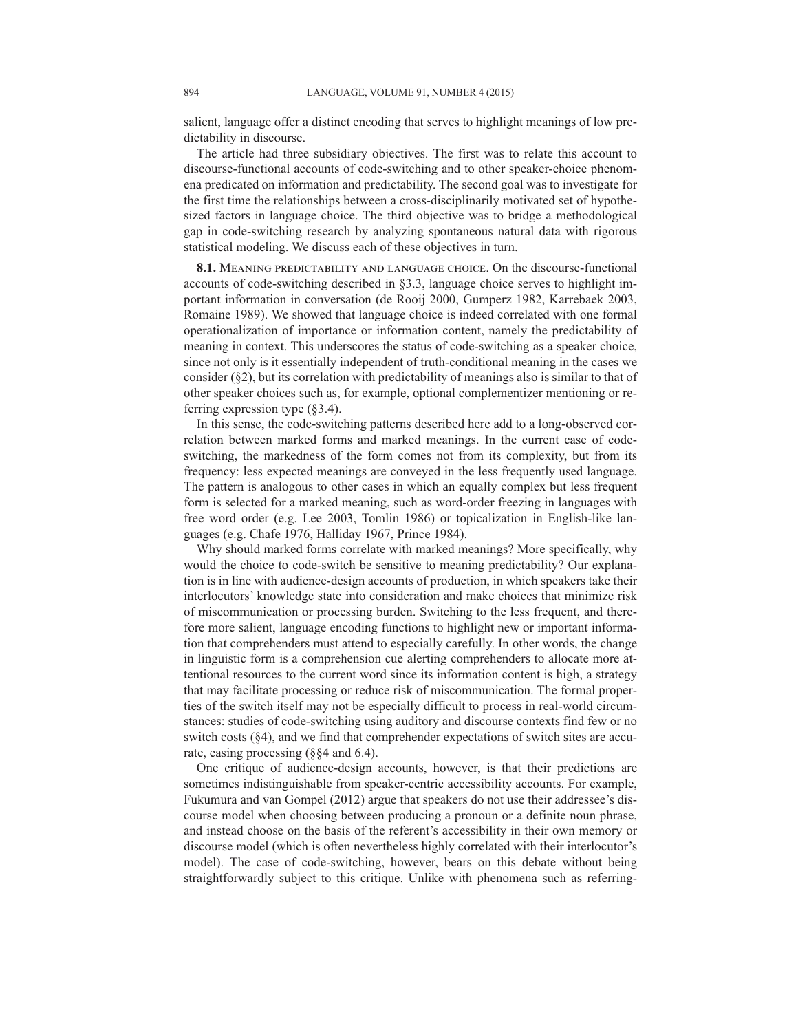salient, language offer a distinct encoding that serves to highlight meanings of low predictability in discourse.

The article had three subsidiary objectives. The first was to relate this account to discourse-functional accounts of code-switching and to other speaker-choice phenomena predicated on information and predictability. The second goal was to investigate for the first time the relationships between a cross-disciplinarily motivated set of hypothesized factors in language choice. The third objective was to bridge a methodological gap in code-switching research by analyzing spontaneous natural data with rigorous statistical modeling. We discuss each of these objectives in turn.

**8.1.** Meaning predictability and language choice. On the discourse-functional accounts of code-switching described in §3.3, language choice serves to highlight important information in conversation (de Rooij 2000, Gumperz 1982, Karrebaek 2003, Romaine 1989). We showed that language choice is indeed correlated with one formal operationalization of importance or information content, namely the predictability of meaning in context. This underscores the status of code-switching as a speaker choice, since not only is it essentially independent of truth-conditional meaning in the cases we consider (§2), but its correlation with predictability of meanings also is similar to that of other speaker choices such as, for example, optional complementizer mentioning or referring expression type (§3.4).

In this sense, the code-switching patterns described here add to a long-observed correlation between marked forms and marked meanings. In the current case of code-switching, the markedness of the form comes not from its complexity, but from its frequency: less expected meanings are conveyed in the less frequently used language. The pattern is analogous to other cases in which an equally complex but less frequent form is selected for a marked meaning, such as word-order freezing in languages with free word order (e.g. Lee 2003, Tomlin 1986) or topicalization in English-like languages (e.g. Chafe 1976, Halliday 1967, Prince 1984).

Why should marked forms correlate with marked meanings? More specifically, why would the choice to code-switch be sensitive to meaning predictability? Our explanation is in line with audience-design accounts of production, in which speakers take their interlocutors' knowledge state into consideration and make choices that minimize risk of miscommunication or processing burden. Switching to the less frequent, and therefore more salient, language encoding functions to highlight new or important information that comprehenders must attend to especially carefully. In other words, the change in linguistic form is a comprehension cue alerting comprehenders to allocate more attentional resources to the current word since its information content is high, a strategy that may facilitate processing or reduce risk of miscommunication. The formal properties of the switch itself may not be especially difficult to process in real-world circumstances: studies of code-switching using auditory and discourse contexts find few or no switch costs (§4), and we find that comprehender expectations of switch sites are accurate, easing processing (§§4 and 6.4).

One critique of audience-design accounts, however, is that their predictions are sometimes indistinguishable from speaker-centric accessibility accounts. For example, Fukumura and van Gompel (2012) argue that speakers do not use their addressee's discourse model when choosing between producing a pronoun or a definite noun phrase, and instead choose on the basis of the referent's accessibility in their own memory or discourse model (which is often nevertheless highly correlated with their interlocutor's model). The case of code-switching, however, bears on this debate without being straightforwardly subject to this critique. Unlike with phenomena such as referring-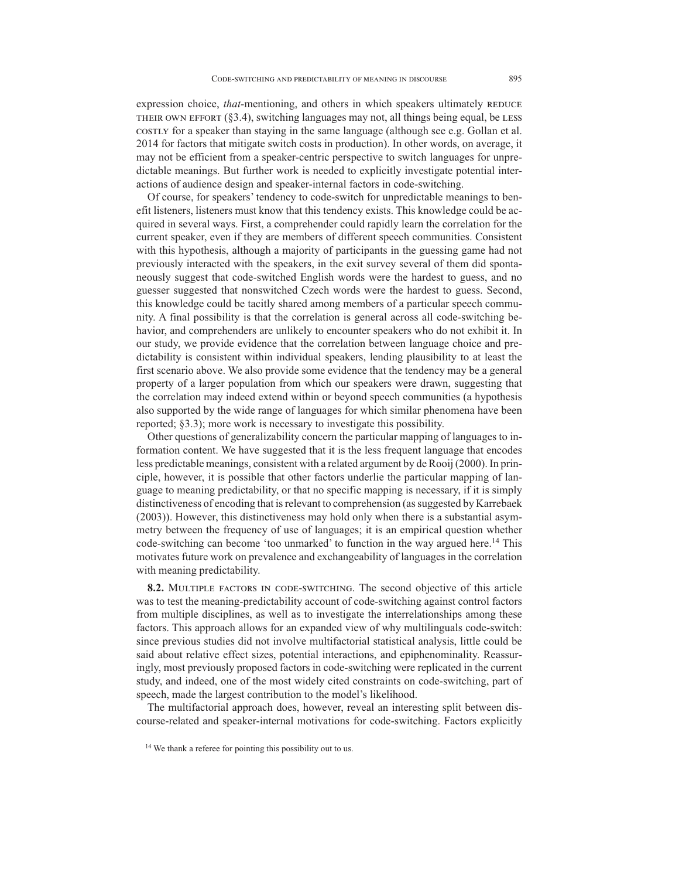expression choice, *that*-mentioning, and others in which speakers ultimately REDUCE THEIR OWN EFFORT (§3.4), switching languages may not, all things being equal, be LESS COSTLY for a speaker than staying in the same language (although see e.g. Gollan et al. 2014 for factors that mitigate switch costs in production). In other words, on average, it may not be efficient from a speaker-centric perspective to switch languages for unpredictable meanings. But further work is needed to explicitly investigate potential interactions of audience design and speaker-internal factors in code-switching.

Of course, for speakers' tendency to code-switch for unpredictable meanings to benefit listeners, listeners must know that this tendency exists. This knowledge could be acquired in several ways. First, a comprehender could rapidly learn the correlation for the current speaker, even if they are members of different speech communities. Consistent with this hypothesis, although a majority of participants in the guessing game had not previously interacted with the speakers, in the exit survey several of them did spontaneously suggest that code-switched English words were the hardest to guess, and no guesser suggested that nonswitched Czech words were the hardest to guess. Second, this knowledge could be tacitly shared among members of a particular speech community. A final possibility is that the correlation is general across all code-switching behavior, and comprehenders are unlikely to encounter speakers who do not exhibit it. In our study, we provide evidence that the correlation between language choice and predictability is consistent within individual speakers, lending plausibility to at least the first scenario above. We also provide some evidence that the tendency may be a general property of a larger population from which our speakers were drawn, suggesting that the correlation may indeed extend within or beyond speech communities (a hypothesis also supported by the wide range of languages for which similar phenomena have been reported; §3.3); more work is necessary to investigate this possibility.

Other questions of generalizability concern the particular mapping of languages to information content. We have suggested that it is the less frequent language that encodes less predictable meanings, consistent with a related argument by de Rooij (2000). In principle, however, it is possible that other factors underlie the particular mapping of language to meaning predictability, or that no specific mapping is necessary, if it is simply distinctiveness of encoding that is relevant to comprehension (as suggested by Karrebaek (2003)). However, this distinctiveness may hold only when there is a substantial asymmetry between the frequency of use of languages; it is an empirical question whether code-switching can become 'too unmarked' to function in the way argued here.[14] This motivates future work on prevalence and exchangeability of languages in the correlation with meaning predictability.

**8.2.** MULTIPLE FACTORS IN CODE-SWITCHING. The second objective of this article was to test the meaning-predictability account of code-switching against control factors from multiple disciplines, as well as to investigate the interrelationships among these factors. This approach allows for an expanded view of why multilinguals code-switch: since previous studies did not involve multifactorial statistical analysis, little could be said about relative effect sizes, potential interactions, and epiphenominality. Reassuringly, most previously proposed factors in code-switching were replicated in the current study, and indeed, one of the most widely cited constraints on code-switching, part of speech, made the largest contribution to the model's likelihood.

The multifactorial approach does, however, reveal an interesting split between discourse-related and speaker-internal motivations for code-switching. Factors explicitly

[14] We thank a referee for pointing this possibility out to us.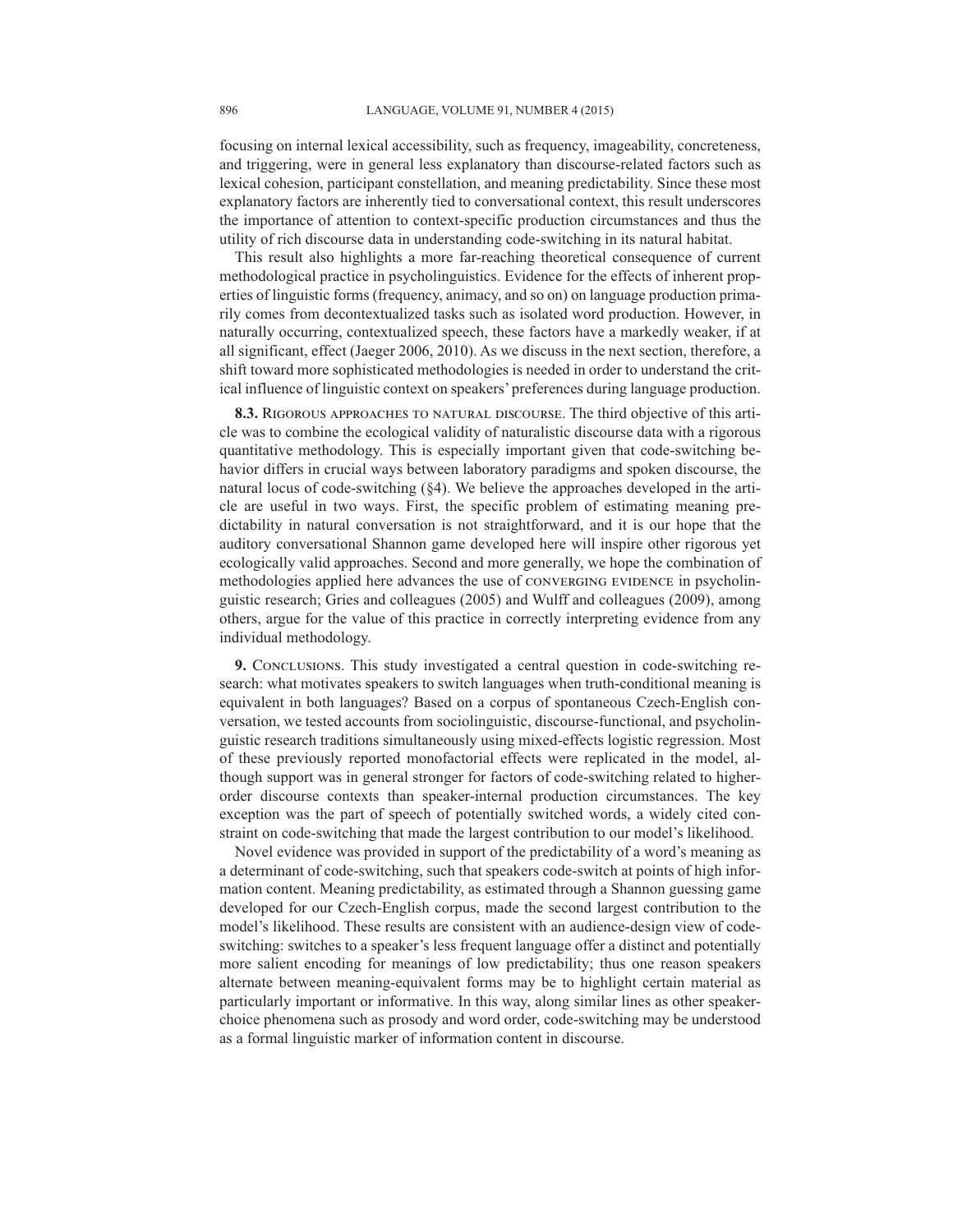focusing on internal lexical accessibility, such as frequency, imageability, concreteness, and triggering, were in general less explanatory than discourse-related factors such as lexical cohesion, participant constellation, and meaning predictability. Since these most explanatory factors are inherently tied to conversational context, this result underscores the importance of attention to context-specific production circumstances and thus the utility of rich discourse data in understanding code-switching in its natural habitat.

This result also highlights a more far-reaching theoretical consequence of current methodological practice in psycholinguistics. Evidence for the effects of inherent properties of linguistic forms (frequency, animacy, and so on) on language production primarily comes from decontextualized tasks such as isolated word production. However, in naturally occurring, contextualized speech, these factors have a markedly weaker, if at all significant, effect (Jaeger 2006, 2010). As we discuss in the next section, therefore, a shift toward more sophisticated methodologies is needed in order to understand the critical influence of linguistic context on speakers' preferences during language production.

**8.3. Rigorous approaches to natural discourse.** The third objective of this article was to combine the ecological validity of naturalistic discourse data with a rigorous quantitative methodology. This is especially important given that code-switching behavior differs in crucial ways between laboratory paradigms and spoken discourse, the natural locus of code-switching (§4). We believe the approaches developed in the article are useful in two ways. First, the specific problem of estimating meaning predictability in natural conversation is not straightforward, and it is our hope that the auditory conversational Shannon game developed here will inspire other rigorous yet ecologically valid approaches. Second and more generally, we hope the combination of methodologies applied here advances the use of CONVERGING EVIDENCE in psycholinguistic research; Gries and colleagues (2005) and Wulff and colleagues (2009), among others, argue for the value of this practice in correctly interpreting evidence from any individual methodology.

**9. Conclusions.** This study investigated a central question in code-switching research: what motivates speakers to switch languages when truth-conditional meaning is equivalent in both languages? Based on a corpus of spontaneous Czech-English conversation, we tested accounts from sociolinguistic, discourse-functional, and psycholinguistic research traditions simultaneously using mixed-effects logistic regression. Most of these previously reported monofactorial effects were replicated in the model, although support was in general stronger for factors of code-switching related to higher-order discourse contexts than speaker-internal production circumstances. The key exception was the part of speech of potentially switched words, a widely cited constraint on code-switching that made the largest contribution to our model's likelihood.

Novel evidence was provided in support of the predictability of a word's meaning as a determinant of code-switching, such that speakers code-switch at points of high information content. Meaning predictability, as estimated through a Shannon guessing game developed for our Czech-English corpus, made the second largest contribution to the model's likelihood. These results are consistent with an audience-design view of code-switching: switches to a speaker's less frequent language offer a distinct and potentially more salient encoding for meanings of low predictability; thus one reason speakers alternate between meaning-equivalent forms may be to highlight certain material as particularly important or informative. In this way, along similar lines as other speaker-choice phenomena such as prosody and word order, code-switching may be understood as a formal linguistic marker of information content in discourse.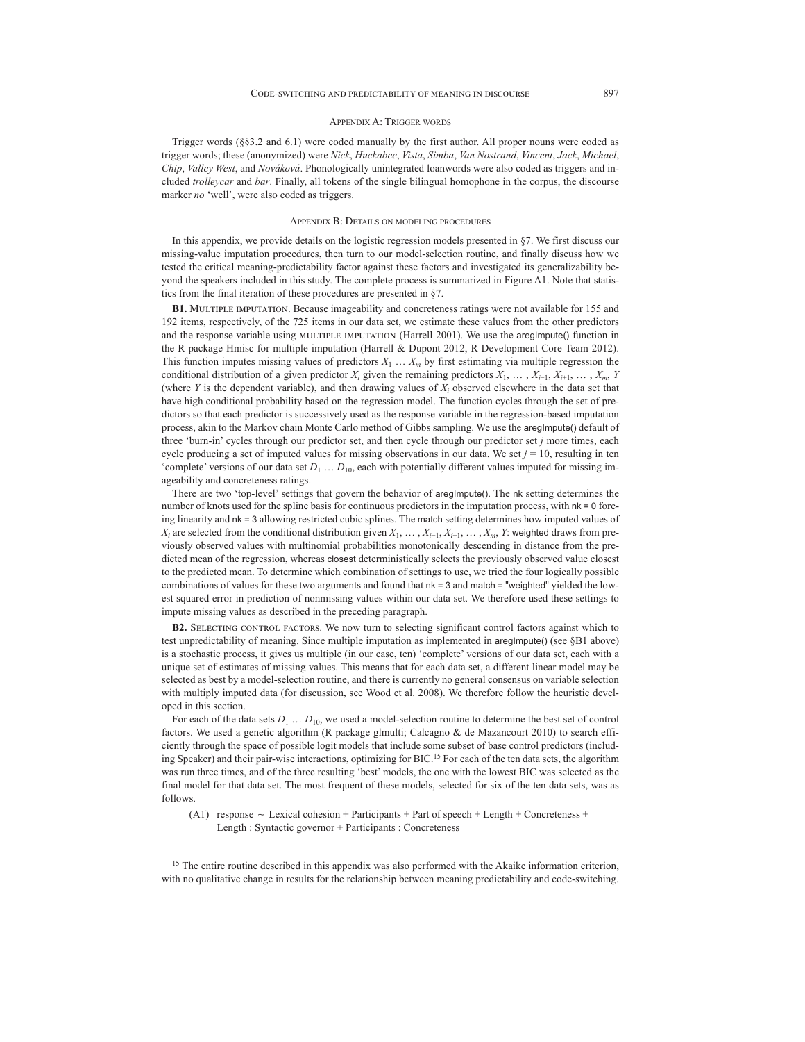## Appendix A: Trigger words

Trigger words (§§3.2 and 6.1) were coded manually by the first author. All proper nouns were coded as trigger words; these (anonymized) were *Nick*, *Huckabee*, *Vista*, *Simba*, *Van Nostrand*, *Vincent*, *Jack*, *Michael*, *Chip*, *Valley West*, and *Nováková*. Phonologically unintegrated loanwords were also coded as triggers and included *trolleycar* and *bar*. Finally, all tokens of the single bilingual homophone in the corpus, the discourse marker *no* 'well', were also coded as triggers.

## Appendix B: Details on modeling procedures

In this appendix, we provide details on the logistic regression models presented in §7. We first discuss our missing-value imputation procedures, then turn to our model-selection routine, and finally discuss how we tested the critical meaning-predictability factor against these factors and investigated its generalizability beyond the speakers included in this study. The complete process is summarized in Figure A1. Note that statistics from the final iteration of these procedures are presented in §7.

**B1.** Multiple imputation. Because imageability and concreteness ratings were not available for 155 and 192 items, respectively, of the 725 items in our data set, we estimate these values from the other predictors and the response variable using multiple imputation (Harrell 2001). We use the `aregImpute()` function in the R package Hmisc for multiple imputation (Harrell & Dupont 2012, R Development Core Team 2012). This function imputes missing values of predictors $X_1 \dots X_m$ by first estimating via multiple regression the conditional distribution of a given predictor $X_i$ given the remaining predictors $X_1, \dots, X_{i-1}, X_{i+1}, \dots, X_m, Y$ (where $Y$ is the dependent variable), and then drawing values of $X_i$ observed elsewhere in the data set that have high conditional probability based on the regression model. The function cycles through the set of predictors so that each predictor is successively used as the response variable in the regression-based imputation process, akin to the Markov chain Monte Carlo method of Gibbs sampling. We use the `aregImpute()` default of three 'burn-in' cycles through our predictor set, and then cycle through our predictor set $j$ more times, each cycle producing a set of imputed values for missing observations in our data. We set $j = 10$, resulting in ten 'complete' versions of our data set $D_1 \dots D_{10}$, each with potentially different values imputed for missing imageability and concreteness ratings.

There are two 'top-level' settings that govern the behavior of `aregImpute()`. The `nk` setting determines the number of knots used for the spline basis for continuous predictors in the imputation process, with `nk = 0` forcing linearity and `nk = 3` allowing restricted cubic splines. The `match` setting determines how imputed values of $X_i$ are selected from the conditional distribution given $X_1, \dots, X_{i-1}, X_{i+1}, \dots, X_m, Y$: `weighted` draws from previously observed values with multinomial probabilities monotonically descending in distance from the predicted mean of the regression, whereas `closest` deterministically selects the previously observed value closest to the predicted mean. To determine which combination of settings to use, we tried the four logically possible combinations of values for these two arguments and found that `nk = 3` and `match = "weighted"` yielded the lowest squared error in prediction of nonmissing values within our data set. We therefore used these settings to impute missing values as described in the preceding paragraph.

**B2.** Selecting control factors. We now turn to selecting significant control factors against which to test unpredictability of meaning. Since multiple imputation as implemented in `aregImpute()` (see §B1 above) is a stochastic process, it gives us multiple (in our case, ten) 'complete' versions of our data set, each with a unique set of estimates of missing values. This means that for each data set, a different linear model may be selected as best by a model-selection routine, and there is currently no general consensus on variable selection with multiply imputed data (for discussion, see Wood et al. 2008). We therefore follow the heuristic developed in this section.

For each of the data sets $D_1 \dots D_{10}$, we used a model-selection routine to determine the best set of control factors. We used a genetic algorithm (R package glmulti; Calcagno & de Mazancourt 2010) to search efficiently through the space of possible logit models that include some subset of base control predictors (including Speaker) and their pair-wise interactions, optimizing for BIC.[15] For each of the ten data sets, the algorithm was run three times, and of the three resulting 'best' models, the one with the lowest BIC was selected as the final model for that data set. The most frequent of these models, selected for six of the ten data sets, was as follows.

(A1) response ∼ Lexical cohesion + Participants + Part of speech + Length + Concreteness + Length : Syntactic governor + Participants : Concreteness

[15] The entire routine described in this appendix was also performed with the Akaike information criterion, with no qualitative change in results for the relationship between meaning predictability and code-switching.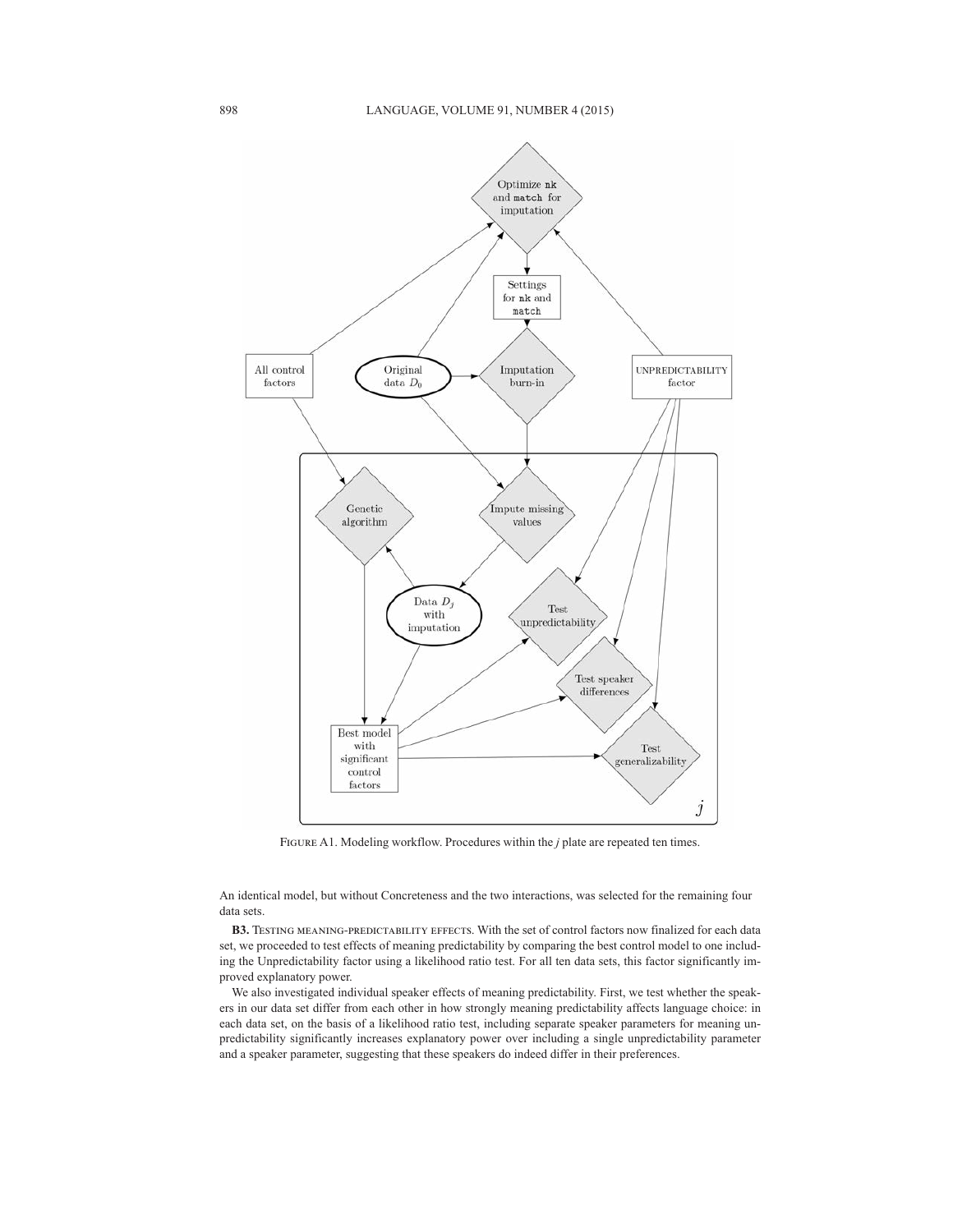FIGURE A1. Modeling workflow. Procedures within the *j* plate are repeated ten times.

An identical model, but without Concreteness and the two interactions, was selected for the remaining four data sets.

**B3.** TESTING MEANING-PREDICTABILITY EFFECTS. With the set of control factors now finalized for each data set, we proceeded to test effects of meaning predictability by comparing the best control model to one including the Unpredictability factor using a likelihood ratio test. For all ten data sets, this factor significantly improved explanatory power.

We also investigated individual speaker effects of meaning predictability. First, we test whether the speakers in our data set differ from each other in how strongly meaning predictability affects language choice: in each data set, on the basis of a likelihood ratio test, including separate speaker parameters for meaning unpredictability significantly increases explanatory power over including a single unpredictability parameter and a speaker parameter, suggesting that these speakers do indeed differ in their preferences.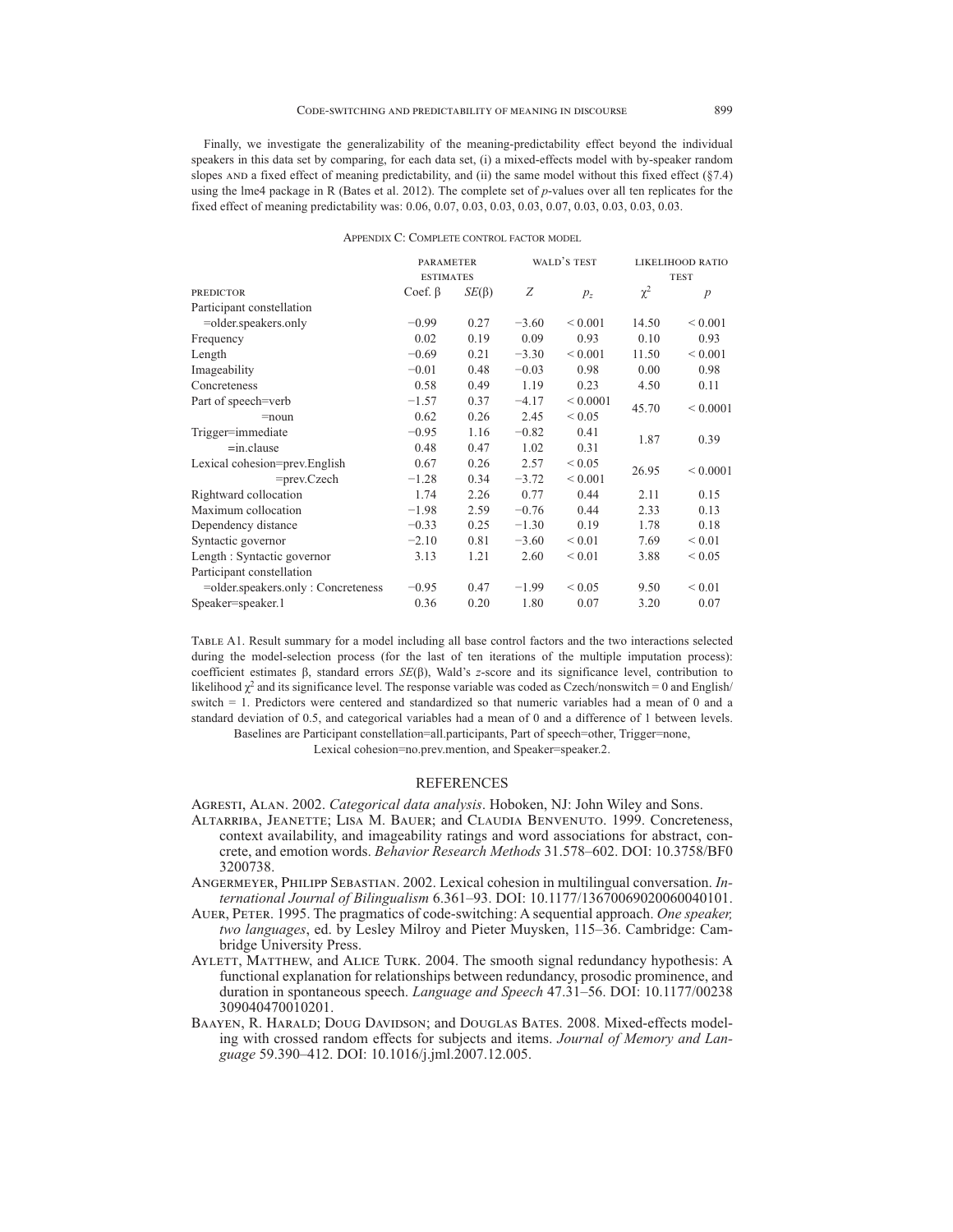Finally, we investigate the generalizability of the meaning-predictability effect beyond the individual speakers in this data set by comparing, for each data set, (i) a mixed-effects model with by-speaker random slopes AND a fixed effect of meaning predictability, and (ii) the same model without this fixed effect (§7.4) using the lme4 package in R (Bates et al. 2012). The complete set of $p$-values over all ten replicates for the fixed effect of meaning predictability was: 0.06, 0.07, 0.03, 0.03, 0.03, 0.07, 0.03, 0.03, 0.03, 0.03.

## Appendix C: Complete control factor model

| | Parameter estimates | | Wald's test | | Likelihood ratio test | |
|---|---|---|---|---|---|---|
| Predictor | Coef. β | $SE(\beta)$ | $Z$ | $p_z$ | $\chi^2$ | $p$ |
| Participant constellation | | | | | | |
| =older.speakers.only | −0.99 | 0.27 | −3.60 | < 0.001 | 14.50 | < 0.001 |
| Frequency | 0.02 | 0.19 | 0.09 | 0.93 | 0.10 | 0.93 |
| Length | −0.69 | 0.21 | −3.30 | < 0.001 | 11.50 | < 0.001 |
| Imageability | −0.01 | 0.48 | −0.03 | 0.98 | 0.00 | 0.98 |
| Concreteness | 0.58 | 0.49 | 1.19 | 0.23 | 4.50 | 0.11 |
| Part of speech=verb | −1.57 | 0.37 | −4.17 | < 0.0001 | 45.70 | < 0.0001 |
| =noun | 0.62 | 0.26 | 2.45 | < 0.05 | | |
| Trigger=immediate | −0.95 | 1.16 | −0.82 | 0.41 | 1.87 | 0.39 |
| =in.clause | 0.48 | 0.47 | 1.02 | 0.31 | | |
| Lexical cohesion=prev.English | 0.67 | 0.26 | 2.57 | < 0.05 | 26.95 | < 0.0001 |
| =prev.Czech | −1.28 | 0.34 | −3.72 | < 0.001 | | |
| Rightward collocation | 1.74 | 2.26 | 0.77 | 0.44 | 2.11 | 0.15 |
| Maximum collocation | −1.98 | 2.59 | −0.76 | 0.44 | 2.33 | 0.13 |
| Dependency distance | −0.33 | 0.25 | −1.30 | 0.19 | 1.78 | 0.18 |
| Syntactic governor | −2.10 | 0.81 | −3.60 | < 0.01 | 7.69 | < 0.01 |
| Length : Syntactic governor | 3.13 | 1.21 | 2.60 | < 0.01 | 3.88 | < 0.05 |
| Participant constellation | | | | | | |
| =older.speakers.only : Concreteness | −0.95 | 0.47 | −1.99 | < 0.05 | 9.50 | < 0.01 |
| Speaker=speaker.1 | 0.36 | 0.20 | 1.80 | 0.07 | 3.20 | 0.07 |

Table A1. Result summary for a model including all base control factors and the two interactions selected during the model-selection process (for the last of ten iterations of the multiple imputation process): coefficient estimates β, standard errors $SE(\beta)$, Wald's $z$-score and its significance level, contribution to likelihood $\chi^2$ and its significance level. The response variable was coded as Czech/nonswitch = 0 and English/switch = 1. Predictors were centered and standardized so that numeric variables had a mean of 0 and a standard deviation of 0.5, and categorical variables had a mean of 0 and a difference of 1 between levels. Baselines are Participant constellation=all.participants, Part of speech=other, Trigger=none, Lexical cohesion=no.prev.mention, and Speaker=speaker.2.

# References

Agresti, Alan. 2002. *Categorical data analysis*. Hoboken, NJ: John Wiley and Sons.

Altarriba, Jeanette; Lisa M. Bauer; and Claudia Benvenuto. 1999. Concreteness, context availability, and imageability ratings and word associations for abstract, concrete, and emotion words. *Behavior Research Methods* 31.578–602. DOI: 10.3758/BF03200738.

Angermeyer, Philipp Sebastian. 2002. Lexical cohesion in multilingual conversation. *International Journal of Bilingualism* 6.361–93. DOI: 10.1177/13670069020060040101.

Auer, Peter. 1995. The pragmatics of code-switching: A sequential approach. *One speaker, two languages*, ed. by Lesley Milroy and Pieter Muysken, 115–36. Cambridge: Cambridge University Press.

Aylett, Matthew, and Alice Turk. 2004. The smooth signal redundancy hypothesis: A functional explanation for relationships between redundancy, prosodic prominence, and duration in spontaneous speech. *Language and Speech* 47.31–56. DOI: 10.1177/00238309040470010201.

Baayen, R. Harald; Doug Davidson; and Douglas Bates. 2008. Mixed-effects modeling with crossed random effects for subjects and items. *Journal of Memory and Language* 59.390–412. DOI: 10.1016/j.jml.2007.12.005.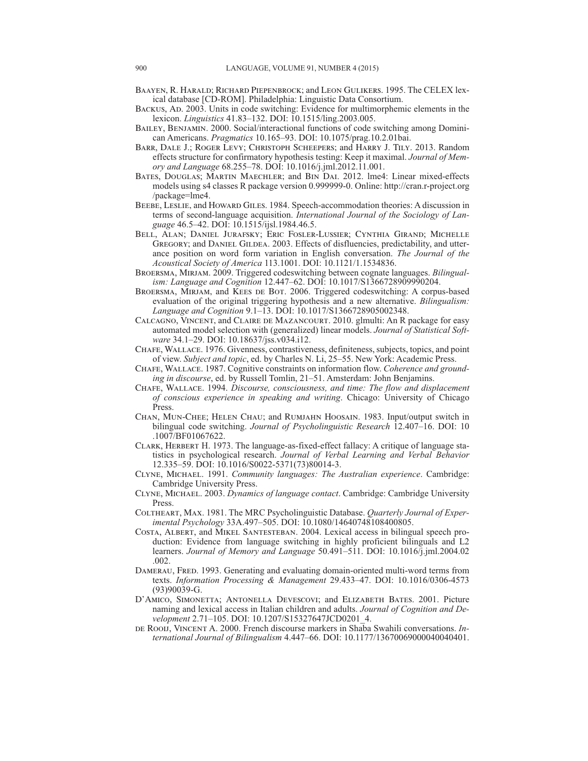Baayen, R. Harald; Richard Piepenbrock; and Leon Gulikers. 1995. The CELEX lexical database [CD-ROM]. Philadelphia: Linguistic Data Consortium.

Backus, Ad. 2003. Units in code switching: Evidence for multimorphemic elements in the lexicon. *Linguistics* 41.83–132. DOI: 10.1515/ling.2003.005.

Bailey, Benjamin. 2000. Social/interactional functions of code switching among Dominican Americans. *Pragmatics* 10.165–93. DOI: 10.1075/prag.10.2.01bai.

Barr, Dale J.; Roger Levy; Christoph Scheepers; and Harry J. Tily. 2013. Random effects structure for confirmatory hypothesis testing: Keep it maximal. *Journal of Memory and Language* 68.255–78. DOI: 10.1016/j.jml.2012.11.001.

Bates, Douglas; Martin Maechler; and Bin Dai. 2012. lme4: Linear mixed-effects models using s4 classes R package version 0.999999-0. Online: http://cran.r-project.org/package=lme4.

Beebe, Leslie, and Howard Giles. 1984. Speech-accommodation theories: A discussion in terms of second-language acquisition. *International Journal of the Sociology of Language* 46.5–42. DOI: 10.1515/ijsl.1984.46.5.

Bell, Alan; Daniel Jurafsky; Eric Fosler-Lussier; Cynthia Girand; Michelle Gregory; and Daniel Gildea. 2003. Effects of disfluencies, predictability, and utterance position on word form variation in English conversation. *The Journal of the Acoustical Society of America* 113.1001. DOI: 10.1121/1.1534836.

Broersma, Mirjam. 2009. Triggered codeswitching between cognate languages. *Bilingualism: Language and Cognition* 12.447–62. DOI: 10.1017/S1366728909990204.

Broersma, Mirjam, and Kees de Bot. 2006. Triggered codeswitching: A corpus-based evaluation of the original triggering hypothesis and a new alternative. *Bilingualism: Language and Cognition* 9.1–13. DOI: 10.1017/S1366728905002348.

Calcagno, Vincent, and Claire de Mazancourt. 2010. glmulti: An R package for easy automated model selection with (generalized) linear models. *Journal of Statistical Software* 34.1–29. DOI: 10.18637/jss.v034.i12.

Chafe, Wallace. 1976. Givenness, contrastiveness, definiteness, subjects, topics, and point of view. *Subject and topic*, ed. by Charles N. Li, 25–55. New York: Academic Press.

Chafe, Wallace. 1987. Cognitive constraints on information flow. *Coherence and grounding in discourse*, ed. by Russell Tomlin, 21–51. Amsterdam: John Benjamins.

Chafe, Wallace. 1994. *Discourse, consciousness, and time: The flow and displacement of conscious experience in speaking and writing*. Chicago: University of Chicago Press.

Chan, Mun-Chee; Helen Chau; and Rumjahn Hoosain. 1983. Input/output switch in bilingual code switching. *Journal of Psycholinguistic Research* 12.407–16. DOI: 10.1007/BF01067622.

Clark, Herbert H. 1973. The language-as-fixed-effect fallacy: A critique of language statistics in psychological research. *Journal of Verbal Learning and Verbal Behavior* 12.335–59. DOI: 10.1016/S0022-5371(73)80014-3.

Clyne, Michael. 1991. *Community languages: The Australian experience*. Cambridge: Cambridge University Press.

Clyne, Michael. 2003. *Dynamics of language contact*. Cambridge: Cambridge University Press.

Coltheart, Max. 1981. The MRC Psycholinguistic Database. *Quarterly Journal of Experimental Psychology* 33A.497–505. DOI: 10.1080/14640748108400805.

Costa, Albert, and Mikel Santesteban. 2004. Lexical access in bilingual speech production: Evidence from language switching in highly proficient bilinguals and L2 learners. *Journal of Memory and Language* 50.491–511. DOI: 10.1016/j.jml.2004.02.002.

Damerau, Fred. 1993. Generating and evaluating domain-oriented multi-word terms from texts. *Information Processing & Management* 29.433–47. DOI: 10.1016/0306-4573(93)90039-G.

D'Amico, Simonetta; Antonella Devescovi; and Elizabeth Bates. 2001. Picture naming and lexical access in Italian children and adults. *Journal of Cognition and Development* 2.71–105. DOI: 10.1207/S15327647JCD0201_4.

de Rooij, Vincent A. 2000. French discourse markers in Shaba Swahili conversations. *International Journal of Bilingualism* 4.447–66. DOI: 10.1177/13670069000040040401.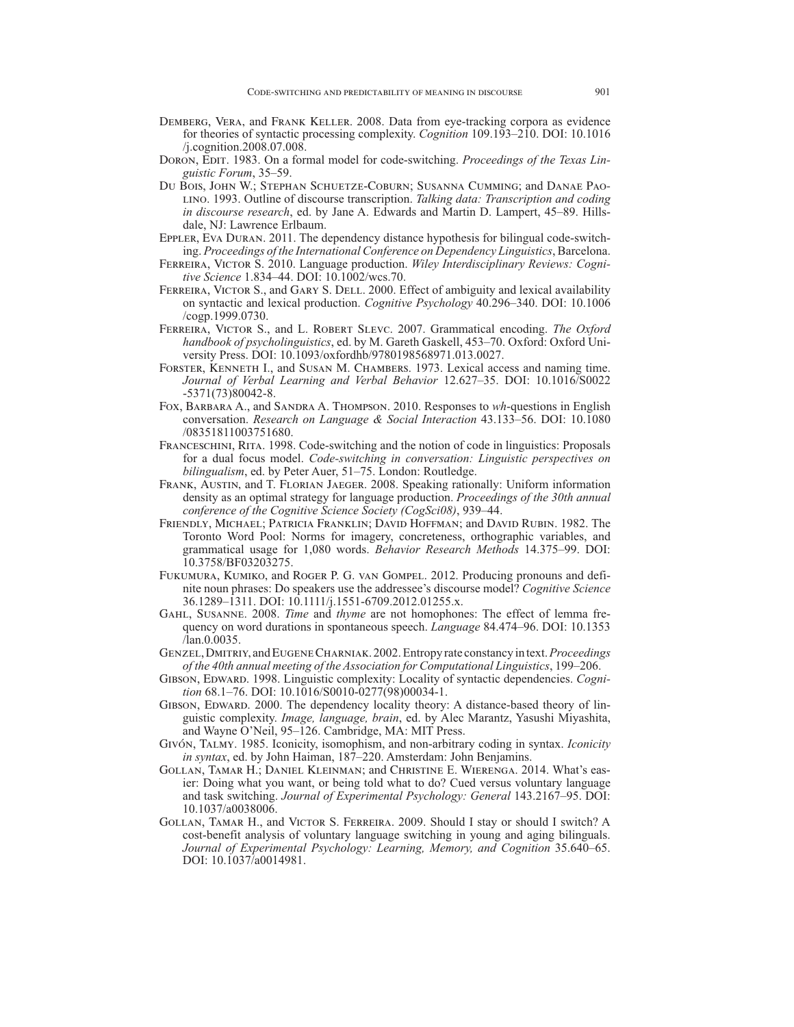Demberg, Vera, and Frank Keller. 2008. Data from eye-tracking corpora as evidence for theories of syntactic processing complexity. *Cognition* 109.193–210. DOI: 10.1016/j.cognition.2008.07.008.

Doron, Edit. 1983. On a formal model for code-switching. *Proceedings of the Texas Linguistic Forum*, 35–59.

Du Bois, John W.; Stephan Schuetze-Coburn; Susanna Cumming; and Danae Paolino. 1993. Outline of discourse transcription. *Talking data: Transcription and coding in discourse research*, ed. by Jane A. Edwards and Martin D. Lampert, 45–89. Hillsdale, NJ: Lawrence Erlbaum.

Eppler, Eva Duran. 2011. The dependency distance hypothesis for bilingual code-switching. *Proceedings of the International Conference on Dependency Linguistics*, Barcelona.

Ferreira, Victor S. 2010. Language production. *Wiley Interdisciplinary Reviews: Cognitive Science* 1.834–44. DOI: 10.1002/wcs.70.

Ferreira, Victor S., and Gary S. Dell. 2000. Effect of ambiguity and lexical availability on syntactic and lexical production. *Cognitive Psychology* 40.296–340. DOI: 10.1006/cogp.1999.0730.

Ferreira, Victor S., and L. Robert Slevc. 2007. Grammatical encoding. *The Oxford handbook of psycholinguistics*, ed. by M. Gareth Gaskell, 453–70. Oxford: Oxford University Press. DOI: 10.1093/oxfordhb/9780198568971.013.0027.

Forster, Kenneth I., and Susan M. Chambers. 1973. Lexical access and naming time. *Journal of Verbal Learning and Verbal Behavior* 12.627–35. DOI: 10.1016/S0022-5371(73)80042-8.

Fox, Barbara A., and Sandra A. Thompson. 2010. Responses to *wh*-questions in English conversation. *Research on Language & Social Interaction* 43.133–56. DOI: 10.1080/08351811003751680.

Franceschini, Rita. 1998. Code-switching and the notion of code in linguistics: Proposals for a dual focus model. *Code-switching in conversation: Linguistic perspectives on bilingualism*, ed. by Peter Auer, 51–75. London: Routledge.

Frank, Austin, and T. Florian Jaeger. 2008. Speaking rationally: Uniform information density as an optimal strategy for language production. *Proceedings of the 30th annual conference of the Cognitive Science Society (CogSci08)*, 939–44.

Friendly, Michael; Patricia Franklin; David Hoffman; and David Rubin. 1982. The Toronto Word Pool: Norms for imagery, concreteness, orthographic variables, and grammatical usage for 1,080 words. *Behavior Research Methods* 14.375–99. DOI: 10.3758/BF03203275.

Fukumura, Kumiko, and Roger P. G. van Gompel. 2012. Producing pronouns and definite noun phrases: Do speakers use the addressee's discourse model? *Cognitive Science* 36.1289–1311. DOI: 10.1111/j.1551-6709.2012.01255.x.

Gahl, Susanne. 2008. *Time* and *thyme* are not homophones: The effect of lemma frequency on word durations in spontaneous speech. *Language* 84.474–96. DOI: 10.1353/lan.0.0035.

Genzel, Dmitriy, and Eugene Charniak. 2002. Entropy rate constancy in text. *Proceedings of the 40th annual meeting of the Association for Computational Linguistics*, 199–206.

Gibson, Edward. 1998. Linguistic complexity: Locality of syntactic dependencies. *Cognition* 68.1–76. DOI: 10.1016/S0010-0277(98)00034-1.

Gibson, Edward. 2000. The dependency locality theory: A distance-based theory of linguistic complexity. *Image, language, brain*, ed. by Alec Marantz, Yasushi Miyashita, and Wayne O'Neil, 95–126. Cambridge, MA: MIT Press.

Givón, Talmy. 1985. Iconicity, isomophism, and non-arbitrary coding in syntax. *Iconicity in syntax*, ed. by John Haiman, 187–220. Amsterdam: John Benjamins.

Gollan, Tamar H.; Daniel Kleinman; and Christine E. Wierenga. 2014. What's easier: Doing what you want, or being told what to do? Cued versus voluntary language and task switching. *Journal of Experimental Psychology: General* 143.2167–95. DOI: 10.1037/a0038006.

Gollan, Tamar H., and Victor S. Ferreira. 2009. Should I stay or should I switch? A cost-benefit analysis of voluntary language switching in young and aging bilinguals. *Journal of Experimental Psychology: Learning, Memory, and Cognition* 35.640–65. DOI: 10.1037/a0014981.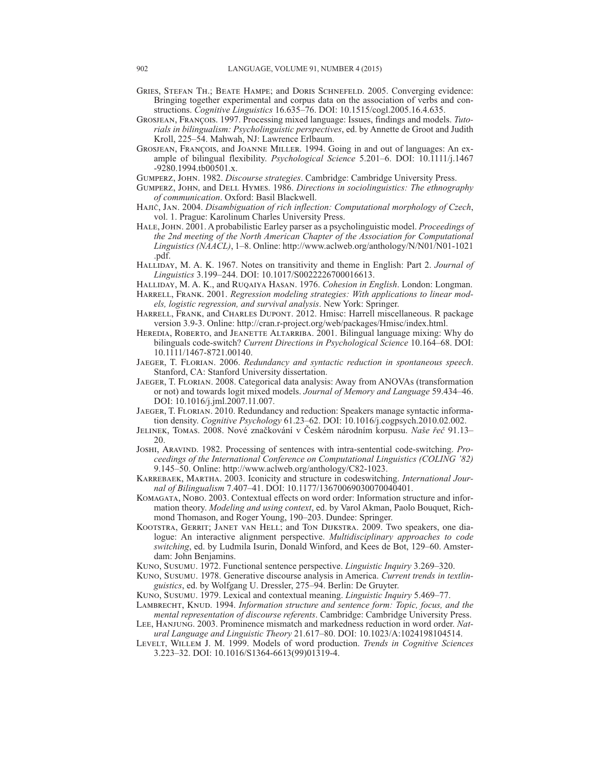Gries, Stefan Th.; Beate Hampe; and Doris Schnefeld. 2005. Converging evidence: Bringing together experimental and corpus data on the association of verbs and constructions. *Cognitive Linguistics* 16.635–76. DOI: 10.1515/cogl.2005.16.4.635.

Grosjean, François. 1997. Processing mixed language: Issues, findings and models. *Tutorials in bilingualism: Psycholinguistic perspectives*, ed. by Annette de Groot and Judith Kroll, 225–54. Mahwah, NJ: Lawrence Erlbaum.

Grosjean, François, and Joanne Miller. 1994. Going in and out of languages: An example of bilingual flexibility. *Psychological Science* 5.201–6. DOI: 10.1111/j.1467-9280.1994.tb00501.x.

Gumperz, John. 1982. *Discourse strategies*. Cambridge: Cambridge University Press.

Gumperz, John, and Dell Hymes. 1986. *Directions in sociolinguistics: The ethnography of communication*. Oxford: Basil Blackwell.

Hajič, Jan. 2004. *Disambiguation of rich inflection: Computational morphology of Czech*, vol. 1. Prague: Karolinum Charles University Press.

Hale, John. 2001. A probabilistic Earley parser as a psycholinguistic model. *Proceedings of the 2nd meeting of the North American Chapter of the Association for Computational Linguistics (NAACL)*, 1–8. Online: http://www.aclweb.org/anthology/N/N01/N01-1021.pdf.

Halliday, M. A. K. 1967. Notes on transitivity and theme in English: Part 2. *Journal of Linguistics* 3.199–244. DOI: 10.1017/S0022226700016613.

Halliday, M. A. K., and Ruqaiya Hasan. 1976. *Cohesion in English*. London: Longman.

Harrell, Frank. 2001. *Regression modeling strategies: With applications to linear models, logistic regression, and survival analysis*. New York: Springer.

Harrell, Frank, and Charles Dupont. 2012. Hmisc: Harrell miscellaneous. R package version 3.9-3. Online: http://cran.r-project.org/web/packages/Hmisc/index.html.

Heredia, Roberto, and Jeanette Altarriba. 2001. Bilingual language mixing: Why do bilinguals code-switch? *Current Directions in Psychological Science* 10.164–68. DOI: 10.1111/1467-8721.00140.

Jaeger, T. Florian. 2006. *Redundancy and syntactic reduction in spontaneous speech*. Stanford, CA: Stanford University dissertation.

Jaeger, T. Florian. 2008. Categorical data analysis: Away from ANOVAs (transformation or not) and towards logit mixed models. *Journal of Memory and Language* 59.434–46. DOI: 10.1016/j.jml.2007.11.007.

Jaeger, T. Florian. 2010. Redundancy and reduction: Speakers manage syntactic information density. *Cognitive Psychology* 61.23–62. DOI: 10.1016/j.cogpsych.2010.02.002.

Jelinek, Tomas. 2008. Nové značkování v Českém národním korpusu. *Naše řeč* 91.13–20.

Joshi, Aravind. 1982. Processing of sentences with intra-sentential code-switching. *Proceedings of the International Conference on Computational Linguistics (COLING '82)* 9.145–50. Online: http://www.aclweb.org/anthology/C82-1023.

Karrebaek, Martha. 2003. Iconicity and structure in codeswitching. *International Journal of Bilingualism* 7.407–41. DOI: 10.1177/13670069030070040401.

Komagata, Nobo. 2003. Contextual effects on word order: Information structure and information theory. *Modeling and using context*, ed. by Varol Akman, Paolo Bouquet, Richmond Thomason, and Roger Young, 190–203. Dundee: Springer.

Kootstra, Gerrit; Janet van Hell; and Ton Dijkstra. 2009. Two speakers, one dialogue: An interactive alignment perspective. *Multidisciplinary approaches to code switching*, ed. by Ludmila Isurin, Donald Winford, and Kees de Bot, 129–60. Amsterdam: John Benjamins.

Kuno, Susumu. 1972. Functional sentence perspective. *Linguistic Inquiry* 3.269–320.

Kuno, Susumu. 1978. Generative discourse analysis in America. *Current trends in textlinguistics*, ed. by Wolfgang U. Dressler, 275–94. Berlin: De Gruyter.

Kuno, Susumu. 1979. Lexical and contextual meaning. *Linguistic Inquiry* 5.469–77.

Lambrecht, Knud. 1994. *Information structure and sentence form: Topic, focus, and the mental representation of discourse referents*. Cambridge: Cambridge University Press.

Lee, Hanjung. 2003. Prominence mismatch and markedness reduction in word order. *Natural Language and Linguistic Theory* 21.617–80. DOI: 10.1023/A:1024198104514.

Levelt, Willem J. M. 1999. Models of word production. *Trends in Cognitive Sciences* 3.223–32. DOI: 10.1016/S1364-6613(99)01319-4.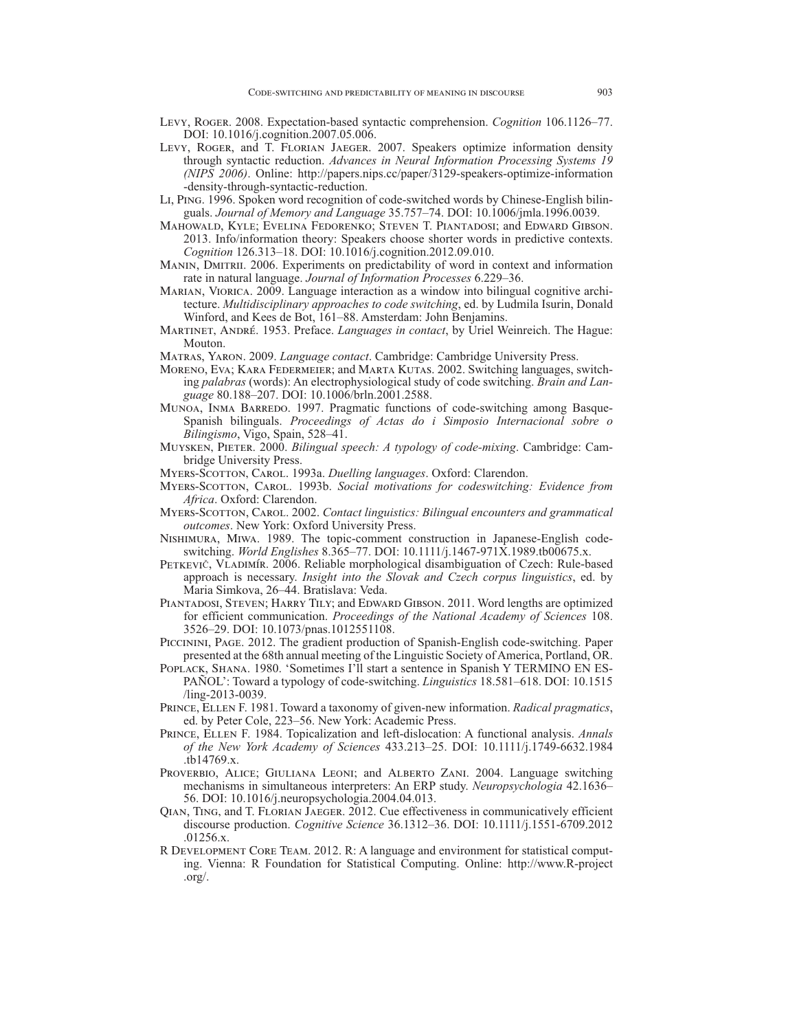Levy, Roger. 2008. Expectation-based syntactic comprehension. *Cognition* 106.1126–77. DOI: 10.1016/j.cognition.2007.05.006.

Levy, Roger, and T. Florian Jaeger. 2007. Speakers optimize information density through syntactic reduction. *Advances in Neural Information Processing Systems 19 (NIPS 2006)*. Online: http://papers.nips.cc/paper/3129-speakers-optimize-information-density-through-syntactic-reduction.

Li, Ping. 1996. Spoken word recognition of code-switched words by Chinese-English bilinguals. *Journal of Memory and Language* 35.757–74. DOI: 10.1006/jmla.1996.0039.

Mahowald, Kyle; Evelina Fedorenko; Steven T. Piantadosi; and Edward Gibson. 2013. Info/information theory: Speakers choose shorter words in predictive contexts. *Cognition* 126.313–18. DOI: 10.1016/j.cognition.2012.09.010.

Manin, Dmitrii. 2006. Experiments on predictability of word in context and information rate in natural language. *Journal of Information Processes* 6.229–36.

Marian, Viorica. 2009. Language interaction as a window into bilingual cognitive architecture. *Multidisciplinary approaches to code switching*, ed. by Ludmila Isurin, Donald Winford, and Kees de Bot, 161–88. Amsterdam: John Benjamins.

Martinet, André. 1953. Preface. *Languages in contact*, by Uriel Weinreich. The Hague: Mouton.

Matras, Yaron. 2009. *Language contact*. Cambridge: Cambridge University Press.

Moreno, Eva; Kara Federmeier; and Marta Kutas. 2002. Switching languages, switching *palabras* (words): An electrophysiological study of code switching. *Brain and Language* 80.188–207. DOI: 10.1006/brln.2001.2588.

Munoa, Inma Barredo. 1997. Pragmatic functions of code-switching among Basque-Spanish bilinguals. *Proceedings of Actas do i Simposio Internacional sobre o Bilingismo*, Vigo, Spain, 528–41.

Muysken, Pieter. 2000. *Bilingual speech: A typology of code-mixing*. Cambridge: Cambridge University Press.

Myers-Scotton, Carol. 1993a. *Duelling languages*. Oxford: Clarendon.

Myers-Scotton, Carol. 1993b. *Social motivations for codeswitching: Evidence from Africa*. Oxford: Clarendon.

Myers-Scotton, Carol. 2002. *Contact linguistics: Bilingual encounters and grammatical outcomes*. New York: Oxford University Press.

Nishimura, Miwa. 1989. The topic-comment construction in Japanese-English code-switching. *World Englishes* 8.365–77. DOI: 10.1111/j.1467-971X.1989.tb00675.x.

Petkevič, Vladimír. 2006. Reliable morphological disambiguation of Czech: Rule-based approach is necessary. *Insight into the Slovak and Czech corpus linguistics*, ed. by Maria Simkova, 26–44. Bratislava: Veda.

Piantadosi, Steven; Harry Tily; and Edward Gibson. 2011. Word lengths are optimized for efficient communication. *Proceedings of the National Academy of Sciences* 108.3526–29. DOI: 10.1073/pnas.1012551108.

Piccinini, Page. 2012. The gradient production of Spanish-English code-switching. Paper presented at the 68th annual meeting of the Linguistic Society of America, Portland, OR.

Poplack, Shana. 1980. 'Sometimes I'll start a sentence in Spanish Y TERMINO EN ESPAÑOL': Toward a typology of code-switching. *Linguistics* 18.581–618. DOI: 10.1515/ling-2013-0039.

Prince, Ellen F. 1981. Toward a taxonomy of given-new information. *Radical pragmatics*, ed. by Peter Cole, 223–56. New York: Academic Press.

Prince, Ellen F. 1984. Topicalization and left-dislocation: A functional analysis. *Annals of the New York Academy of Sciences* 433.213–25. DOI: 10.1111/j.1749-6632.1984.tb14769.x.

Proverbio, Alice; Giuliana Leoni; and Alberto Zani. 2004. Language switching mechanisms in simultaneous interpreters: An ERP study. *Neuropsychologia* 42.1636–56. DOI: 10.1016/j.neuropsychologia.2004.04.013.

Qian, Ting, and T. Florian Jaeger. 2012. Cue effectiveness in communicatively efficient discourse production. *Cognitive Science* 36.1312–36. DOI: 10.1111/j.1551-6709.2012.01256.x.

R Development Core Team. 2012. R: A language and environment for statistical computing. Vienna: R Foundation for Statistical Computing. Online: http://www.R-project.org/.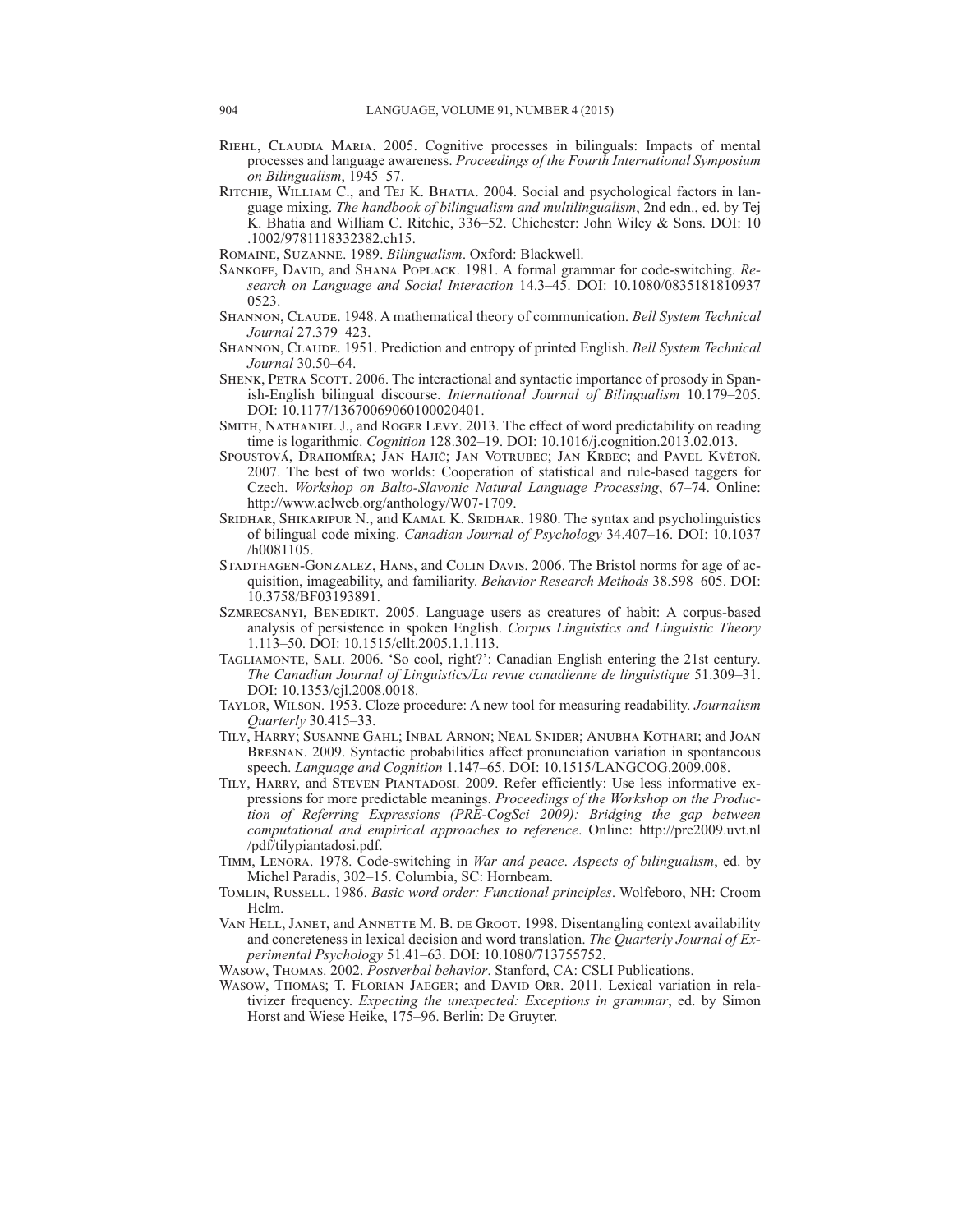Riehl, Claudia Maria. 2005. Cognitive processes in bilinguals: Impacts of mental processes and language awareness. *Proceedings of the Fourth International Symposium on Bilingualism*, 1945–57.

Ritchie, William C., and Tej K. Bhatia. 2004. Social and psychological factors in language mixing. *The handbook of bilingualism and multilingualism*, 2nd edn., ed. by Tej K. Bhatia and William C. Ritchie, 336–52. Chichester: John Wiley & Sons. DOI: 10.1002/9781118332382.ch15.

Romaine, Suzanne. 1989. *Bilingualism*. Oxford: Blackwell.

Sankoff, David, and Shana Poplack. 1981. A formal grammar for code-switching. *Research on Language and Social Interaction* 14.3–45. DOI: 10.1080/08351818109370523.

Shannon, Claude. 1948. A mathematical theory of communication. *Bell System Technical Journal* 27.379–423.

Shannon, Claude. 1951. Prediction and entropy of printed English. *Bell System Technical Journal* 30.50–64.

Shenk, Petra Scott. 2006. The interactional and syntactic importance of prosody in Spanish-English bilingual discourse. *International Journal of Bilingualism* 10.179–205. DOI: 10.1177/13670069060100020401.

Smith, Nathaniel J., and Roger Levy. 2013. The effect of word predictability on reading time is logarithmic. *Cognition* 128.302–19. DOI: 10.1016/j.cognition.2013.02.013.

Spoustová, Drahomíra; Jan Hajič; Jan Votrubec; Jan Krbec; and Pavel Květoň. 2007. The best of two worlds: Cooperation of statistical and rule-based taggers for Czech. *Workshop on Balto-Slavonic Natural Language Processing*, 67–74. Online: http://www.aclweb.org/anthology/W07-1709.

Sridhar, Shikaripur N., and Kamal K. Sridhar. 1980. The syntax and psycholinguistics of bilingual code mixing. *Canadian Journal of Psychology* 34.407–16. DOI: 10.1037/h0081105.

Stadthagen-Gonzalez, Hans, and Colin Davis. 2006. The Bristol norms for age of acquisition, imageability, and familiarity. *Behavior Research Methods* 38.598–605. DOI: 10.3758/BF03193891.

Szmrecsanyi, Benedikt. 2005. Language users as creatures of habit: A corpus-based analysis of persistence in spoken English. *Corpus Linguistics and Linguistic Theory* 1.113–50. DOI: 10.1515/cllt.2005.1.1.113.

Tagliamonte, Sali. 2006. 'So cool, right?': Canadian English entering the 21st century. *The Canadian Journal of Linguistics/La revue canadienne de linguistique* 51.309–31. DOI: 10.1353/cjl.2008.0018.

Taylor, Wilson. 1953. Cloze procedure: A new tool for measuring readability. *Journalism Quarterly* 30.415–33.

Tily, Harry; Susanne Gahl; Inbal Arnon; Neal Snider; Anubha Kothari; and Joan Bresnan. 2009. Syntactic probabilities affect pronunciation variation in spontaneous speech. *Language and Cognition* 1.147–65. DOI: 10.1515/LANGCOG.2009.008.

Tily, Harry, and Steven Piantadosi. 2009. Refer efficiently: Use less informative expressions for more predictable meanings. *Proceedings of the Workshop on the Production of Referring Expressions (PRE-CogSci 2009): Bridging the gap between computational and empirical approaches to reference*. Online: http://pre2009.uvt.nl/pdf/tilypiantadosi.pdf.

Timm, Lenora. 1978. Code-switching in *War and peace*. *Aspects of bilingualism*, ed. by Michel Paradis, 302–15. Columbia, SC: Hornbeam.

Tomlin, Russell. 1986. *Basic word order: Functional principles*. Wolfeboro, NH: Croom Helm.

Van Hell, Janet, and Annette M. B. de Groot. 1998. Disentangling context availability and concreteness in lexical decision and word translation. *The Quarterly Journal of Experimental Psychology* 51.41–63. DOI: 10.1080/713755752.

Wasow, Thomas. 2002. *Postverbal behavior*. Stanford, CA: CSLI Publications.

Wasow, Thomas; T. Florian Jaeger; and David Orr. 2011. Lexical variation in relativizer frequency. *Expecting the unexpected: Exceptions in grammar*, ed. by Simon Horst and Wiese Heike, 175–96. Berlin: De Gruyter.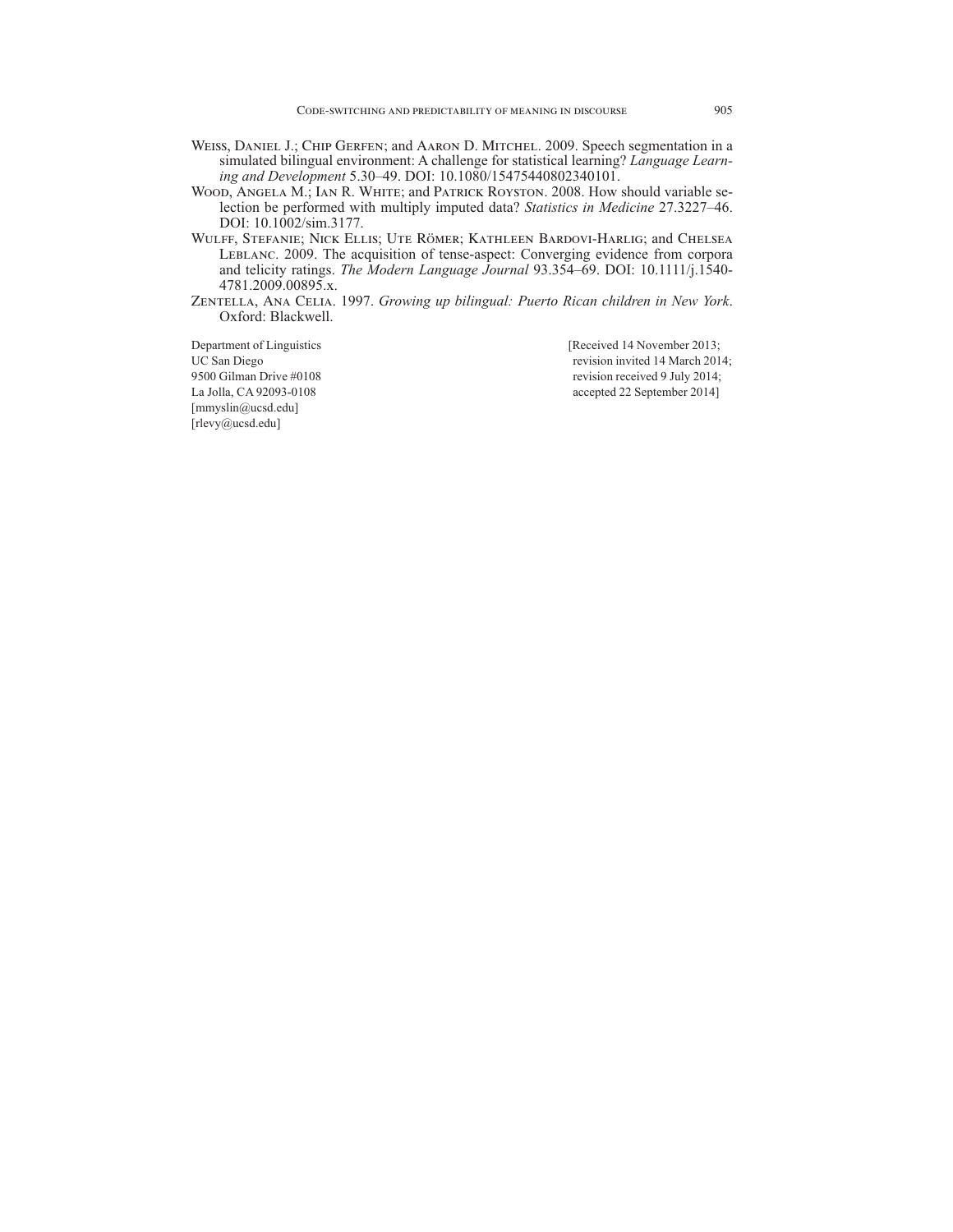Weiss, Daniel J.; Chip Gerfen; and Aaron D. Mitchel. 2009. Speech segmentation in a simulated bilingual environment: A challenge for statistical learning? *Language Learning and Development* 5.30–49. DOI: 10.1080/15475440802340101.

Wood, Angela M.; Ian R. White; and Patrick Royston. 2008. How should variable selection be performed with multiply imputed data? *Statistics in Medicine* 27.3227–46. DOI: 10.1002/sim.3177.

Wulff, Stefanie; Nick Ellis; Ute Römer; Kathleen Bardovi-Harlig; and Chelsea Leblanc. 2009. The acquisition of tense-aspect: Converging evidence from corpora and telicity ratings. *The Modern Language Journal* 93.354–69. DOI: 10.1111/j.1540-4781.2009.00895.x.

Zentella, Ana Celia. 1997. *Growing up bilingual: Puerto Rican children in New York*. Oxford: Blackwell.

Department of Linguistics
UC San Diego
9500 Gilman Drive #0108
La Jolla, CA 92093-0108
[mmyslin@ucsd.edu]
[rlevy@ucsd.edu]

[Received 14 November 2013;
revision invited 14 March 2014;
revision received 9 July 2014;
accepted 22 September 2014]